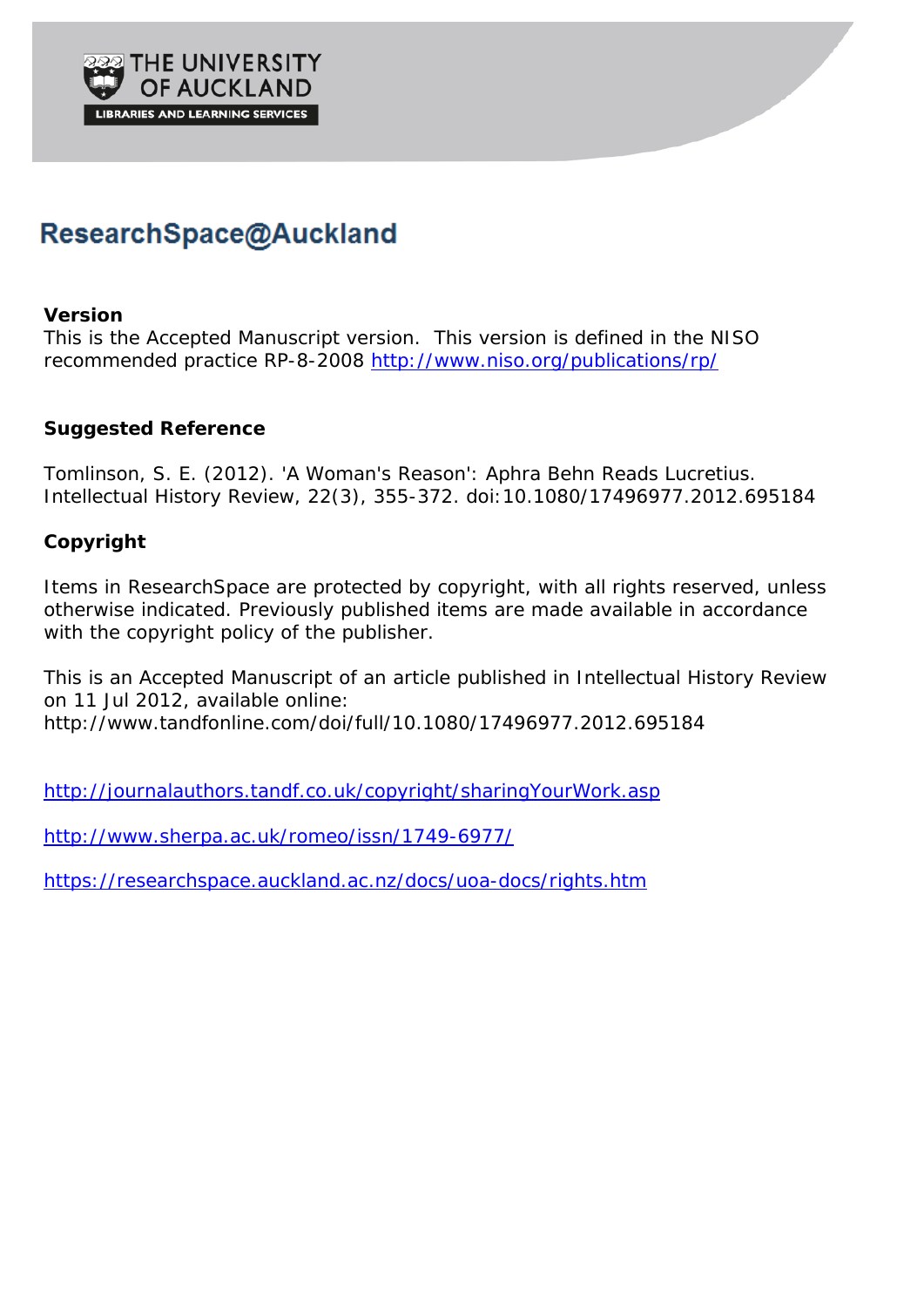THE UNIVERSITY OF AUCKLAND

LIBRARIES AND LEARNING SERVICES

# ResearchSpace@Auckland

**Version**

This is the Accepted Manuscript version. This version is defined in the NISO recommended practice RP-8-2008 http://www.niso.org/publications/rp/

**Suggested Reference**

Tomlinson, S. E. (2012). 'A Woman's Reason': Aphra Behn Reads Lucretius. Intellectual History Review, 22(3), 355-372. doi:10.1080/17496977.2012.695184

**Copyright**

Items in ResearchSpace are protected by copyright, with all rights reserved, unless otherwise indicated. Previously published items are made available in accordance with the copyright policy of the publisher.

This is an Accepted Manuscript of an article published in Intellectual History Review on 11 Jul 2012, available online: http://www.tandfonline.com/doi/full/10.1080/17496977.2012.695184

http://journalauthors.tandf.co.uk/copyright/sharingYourWork.asp

http://www.sherpa.ac.uk/romeo/issn/1749-6977/

https://researchspace.auckland.ac.nz/docs/uoa-docs/rights.htm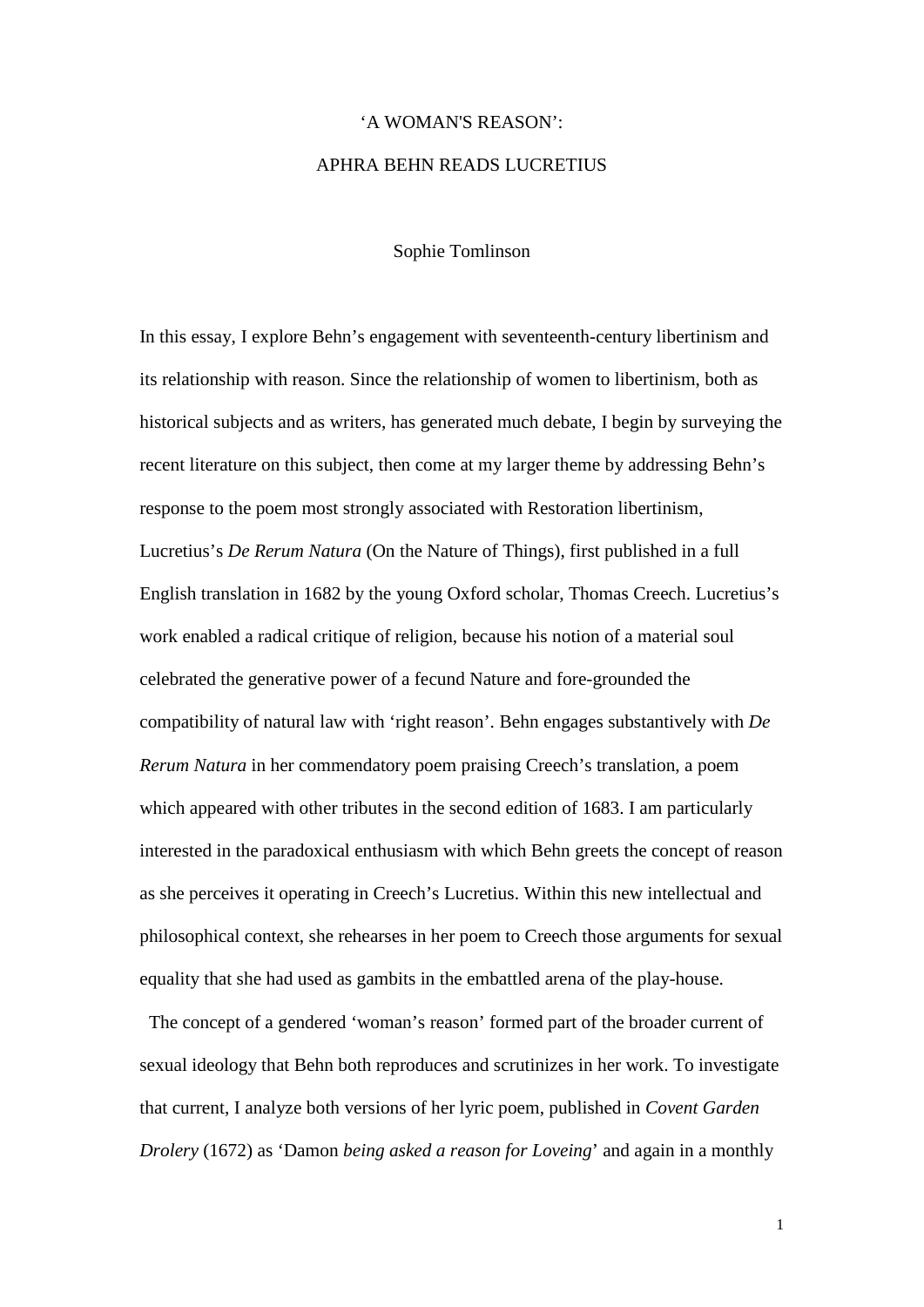‘A WOMAN'S REASON’:

APHRA BEHN READS LUCRETIUS

Sophie Tomlinson

In this essay, I explore Behn’s engagement with seventeenth-century libertinism and its relationship with reason. Since the relationship of women to libertinism, both as historical subjects and as writers, has generated much debate, I begin by surveying the recent literature on this subject, then come at my larger theme by addressing Behn’s response to the poem most strongly associated with Restoration libertinism, Lucretius’s *De Rerum Natura* (On the Nature of Things), first published in a full English translation in 1682 by the young Oxford scholar, Thomas Creech. Lucretius’s work enabled a radical critique of religion, because his notion of a material soul celebrated the generative power of a fecund Nature and fore-grounded the compatibility of natural law with ‘right reason’. Behn engages substantively with *De Rerum Natura* in her commendatory poem praising Creech’s translation, a poem which appeared with other tributes in the second edition of 1683. I am particularly interested in the paradoxical enthusiasm with which Behn greets the concept of reason as she perceives it operating in Creech’s Lucretius. Within this new intellectual and philosophical context, she rehearses in her poem to Creech those arguments for sexual equality that she had used as gambits in the embattled arena of the play-house.

The concept of a gendered ‘woman’s reason’ formed part of the broader current of sexual ideology that Behn both reproduces and scrutinizes in her work. To investigate that current, I analyze both versions of her lyric poem, published in *Covent Garden Drolery* (1672) as ‘Damon *being asked a reason for Loveing*’ and again in a monthly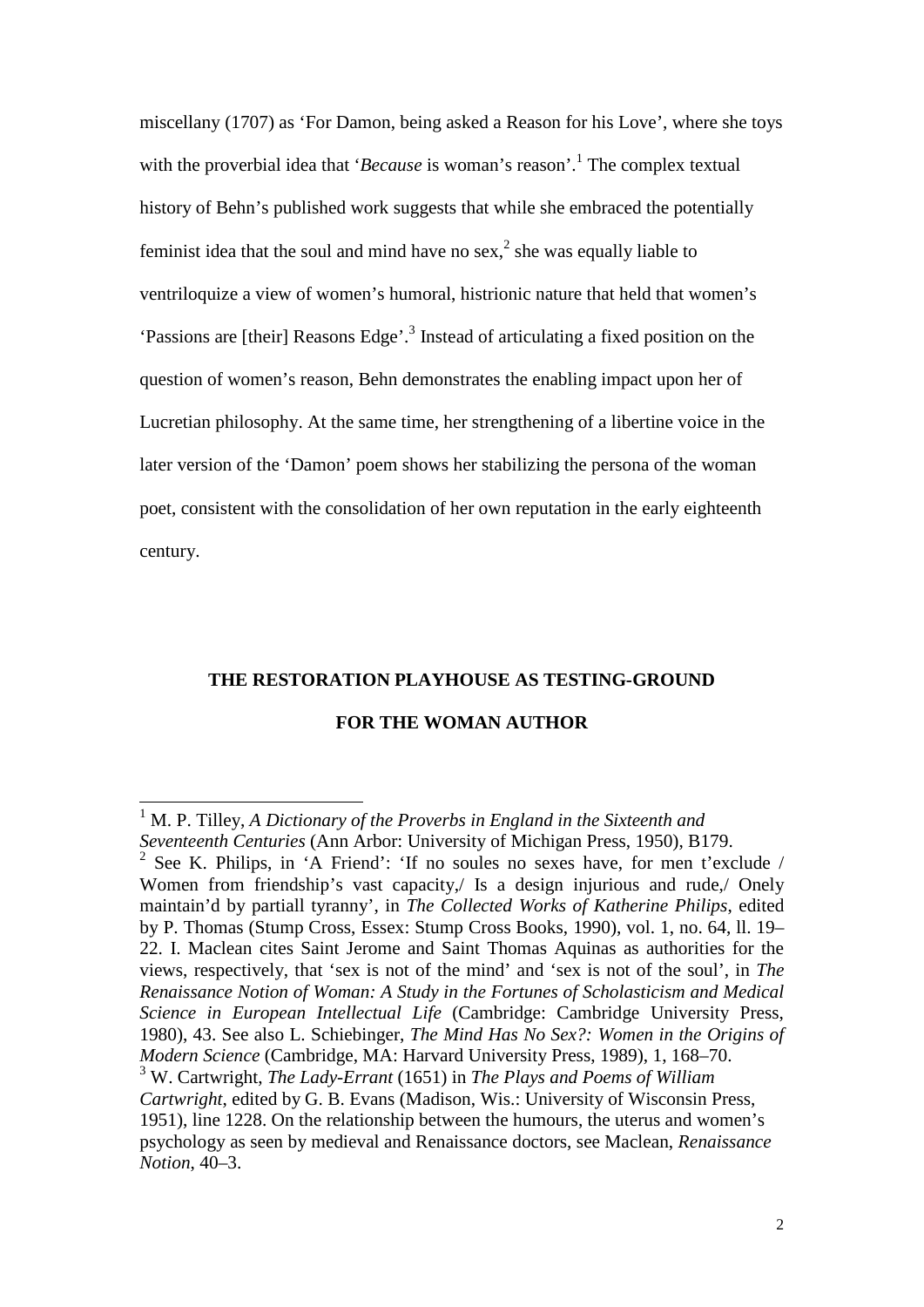miscellany (1707) as ‘For Damon, being asked a Reason for his Love’, where she toys with the proverbial idea that ‘*Because* is woman’s reason’.[1] The complex textual history of Behn’s published work suggests that while she embraced the potentially feminist idea that the soul and mind have no sex,[2] she was equally liable to ventriloquize a view of women’s humoral, histrionic nature that held that women’s ‘Passions are [their] Reasons Edge’.[3] Instead of articulating a fixed position on the question of women’s reason, Behn demonstrates the enabling impact upon her of Lucretian philosophy. At the same time, her strengthening of a libertine voice in the later version of the ‘Damon’ poem shows her stabilizing the persona of the woman poet, consistent with the consolidation of her own reputation in the early eighteenth century.

## THE RESTORATION PLAYHOUSE AS TESTING-GROUND FOR THE WOMAN AUTHOR

---

[1] M. P. Tilley, *A Dictionary of the Proverbs in England in the Sixteenth and Seventeenth Centuries* (Ann Arbor: University of Michigan Press, 1950), B179.

[2] See K. Philips, in ‘A Friend’: ‘If no soules no sexes have, for men t’exclude / Women from friendship’s vast capacity,/ Is a design injurious and rude,/ Onely maintain’d by partiall tyranny’, in *The Collected Works of Katherine Philips*, edited by P. Thomas (Stump Cross, Essex: Stump Cross Books, 1990), vol. 1, no. 64, ll. 19–22. I. Maclean cites Saint Jerome and Saint Thomas Aquinas as authorities for the views, respectively, that ‘sex is not of the mind’ and ‘sex is not of the soul’, in *The Renaissance Notion of Woman: A Study in the Fortunes of Scholasticism and Medical Science in European Intellectual Life* (Cambridge: Cambridge University Press, 1980), 43. See also L. Schiebinger, *The Mind Has No Sex?: Women in the Origins of Modern Science* (Cambridge, MA: Harvard University Press, 1989), 1, 168–70.

[3] W. Cartwright, *The Lady-Errant* (1651) in *The Plays and Poems of William Cartwright*, edited by G. B. Evans (Madison, Wis.: University of Wisconsin Press, 1951), line 1228. On the relationship between the humours, the uterus and women’s psychology as seen by medieval and Renaissance doctors, see Maclean, *Renaissance Notion*, 40–3.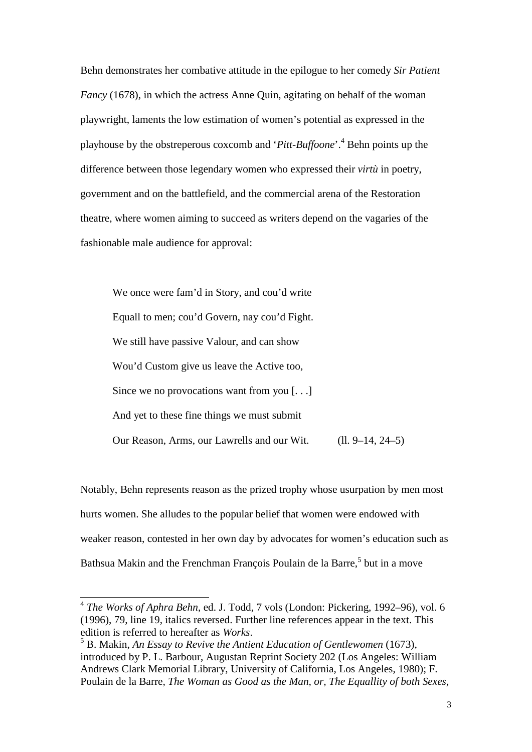Behn demonstrates her combative attitude in the epilogue to her comedy *Sir Patient Fancy* (1678), in which the actress Anne Quin, agitating on behalf of the woman playwright, laments the low estimation of women's potential as expressed in the playhouse by the obstreperous coxcomb and '*Pitt-Buffoone*'.[4] Behn points up the difference between those legendary women who expressed their *virtù* in poetry, government and on the battlefield, and the commercial arena of the Restoration theatre, where women aiming to succeed as writers depend on the vagaries of the fashionable male audience for approval:

> We once were fam'd in Story, and cou'd write
> Equall to men; cou'd Govern, nay cou'd Fight.
> We still have passive Valour, and can show
> Wou'd Custom give us leave the Active too,
> Since we no provocations want from you [. . .]
> And yet to these fine things we must submit
> Our Reason, Arms, our Lawrells and our Wit. (ll. 9–14, 24–5)

Notably, Behn represents reason as the prized trophy whose usurpation by men most hurts women. She alludes to the popular belief that women were endowed with weaker reason, contested in her own day by advocates for women's education such as Bathsua Makin and the Frenchman François Poulain de la Barre,[5] but in a move

---

[4] *The Works of Aphra Behn*, ed. J. Todd, 7 vols (London: Pickering, 1992–96), vol. 6 (1996), 79, line 19, italics reversed. Further line references appear in the text. This edition is referred to hereafter as *Works*.

[5] B. Makin, *An Essay to Revive the Antient Education of Gentlewomen* (1673), introduced by P. L. Barbour, Augustan Reprint Society 202 (Los Angeles: William Andrews Clark Memorial Library, University of California, Los Angeles, 1980); F. Poulain de la Barre, *The Woman as Good as the Man, or, The Equallity of both Sexes*,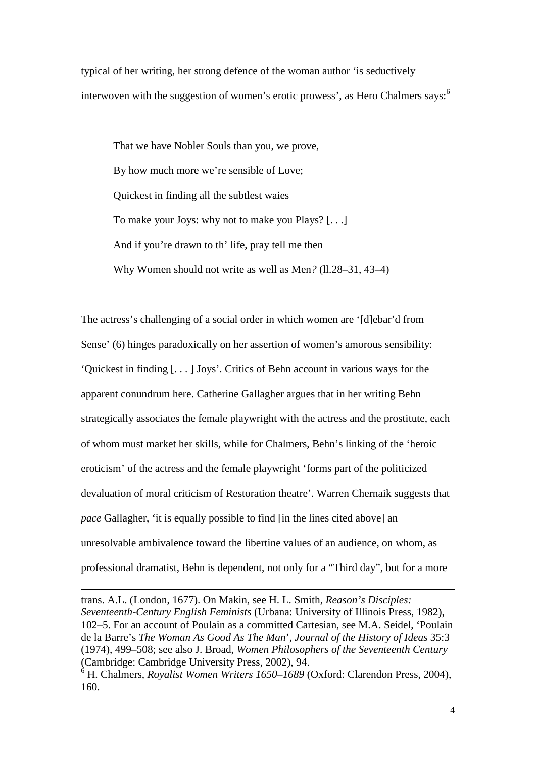typical of her writing, her strong defence of the woman author 'is seductively interwoven with the suggestion of women's erotic prowess', as Hero Chalmers says:[6]

> That we have Nobler Souls than you, we prove,
>
> By how much more we're sensible of Love;
>
> Quickest in finding all the subtlest waies
>
> To make your Joys: why not to make you Plays? [. . .]
>
> And if you're drawn to th' life, pray tell me then
>
> Why Women should not write as well as Men*?* (ll.28–31, 43–4)

The actress's challenging of a social order in which women are '[d]ebar'd from Sense' (6) hinges paradoxically on her assertion of women's amorous sensibility: 'Quickest in finding [. . . ] Joys'. Critics of Behn account in various ways for the apparent conundrum here. Catherine Gallagher argues that in her writing Behn strategically associates the female playwright with the actress and the prostitute, each of whom must market her skills, while for Chalmers, Behn's linking of the 'heroic eroticism' of the actress and the female playwright 'forms part of the politicized devaluation of moral criticism of Restoration theatre'. Warren Chernaik suggests that *pace* Gallagher, 'it is equally possible to find [in the lines cited above] an unresolvable ambivalence toward the libertine values of an audience, on whom, as professional dramatist, Behn is dependent, not only for a "Third day", but for a more

---

trans. A.L. (London, 1677). On Makin, see H. L. Smith, *Reason's Disciples: Seventeenth-Century English Feminists* (Urbana: University of Illinois Press, 1982), 102–5. For an account of Poulain as a committed Cartesian, see M.A. Seidel, 'Poulain de la Barre's *The Woman As Good As The Man*', *Journal of the History of Ideas* 35:3 (1974), 499–508; see also J. Broad, *Women Philosophers of the Seventeenth Century* (Cambridge: Cambridge University Press, 2002), 94.

[6] H. Chalmers, *Royalist Women Writers 1650–1689* (Oxford: Clarendon Press, 2004), 160.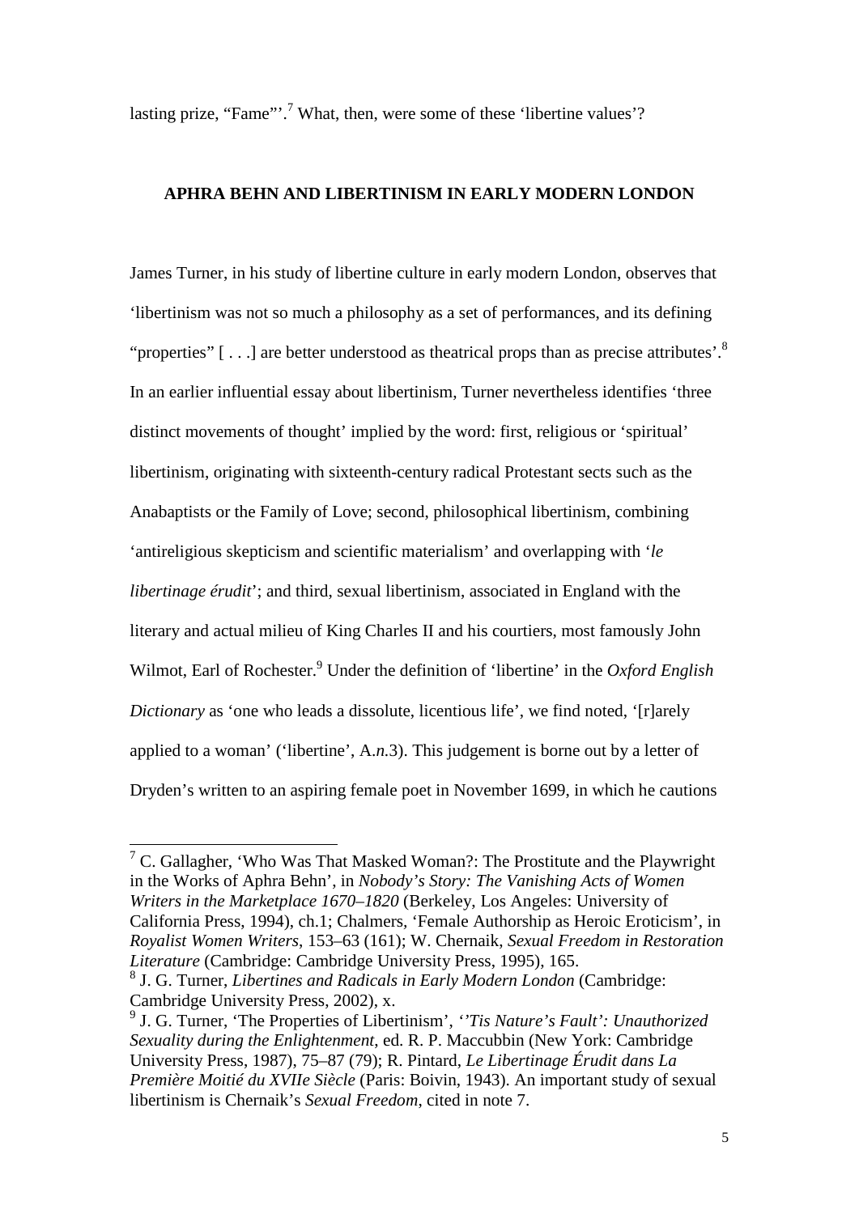lasting prize, "Fame"'.[7] What, then, were some of these 'libertine values'?

## APHRA BEHN AND LIBERTINISM IN EARLY MODERN LONDON

James Turner, in his study of libertine culture in early modern London, observes that 'libertinism was not so much a philosophy as a set of performances, and its defining "properties" [ . . .] are better understood as theatrical props than as precise attributes'.[8] In an earlier influential essay about libertinism, Turner nevertheless identifies 'three distinct movements of thought' implied by the word: first, religious or 'spiritual' libertinism, originating with sixteenth-century radical Protestant sects such as the Anabaptists or the Family of Love; second, philosophical libertinism, combining 'antireligious skepticism and scientific materialism' and overlapping with '*le libertinage érudit*'; and third, sexual libertinism, associated in England with the literary and actual milieu of King Charles II and his courtiers, most famously John Wilmot, Earl of Rochester.[9] Under the definition of 'libertine' in the *Oxford English Dictionary* as 'one who leads a dissolute, licentious life', we find noted, '[r]arely applied to a woman' ('libertine', A.*n*.3). This judgement is borne out by a letter of Dryden's written to an aspiring female poet in November 1699, in which he cautions

---

[7] C. Gallagher, 'Who Was That Masked Woman?: The Prostitute and the Playwright in the Works of Aphra Behn', in *Nobody's Story: The Vanishing Acts of Women Writers in the Marketplace 1670–1820* (Berkeley, Los Angeles: University of California Press, 1994), ch.1; Chalmers, 'Female Authorship as Heroic Eroticism', in *Royalist Women Writers*, 153–63 (161); W. Chernaik, *Sexual Freedom in Restoration Literature* (Cambridge: Cambridge University Press, 1995), 165.

[8] J. G. Turner, *Libertines and Radicals in Early Modern London* (Cambridge: Cambridge University Press, 2002), x.

[9] J. G. Turner, 'The Properties of Libertinism', *''Tis Nature's Fault': Unauthorized Sexuality during the Enlightenment*, ed. R. P. Maccubbin (New York: Cambridge University Press, 1987), 75–87 (79); R. Pintard, *Le Libertinage Érudit dans La Première Moitié du XVIIe Siècle* (Paris: Boivin, 1943). An important study of sexual libertinism is Chernaik's *Sexual Freedom*, cited in note 7.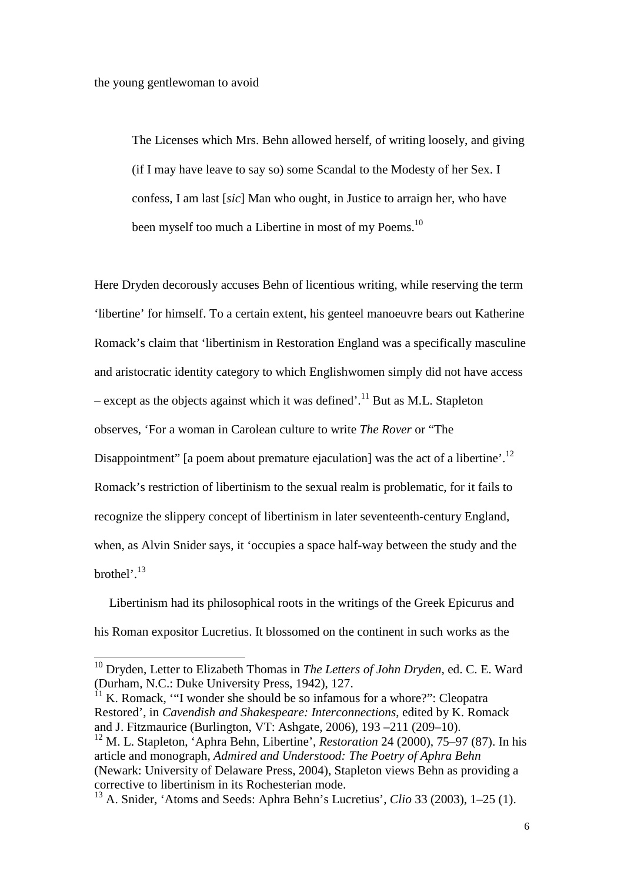the young gentlewoman to avoid

> The Licenses which Mrs. Behn allowed herself, of writing loosely, and giving (if I may have leave to say so) some Scandal to the Modesty of her Sex. I confess, I am last [*sic*] Man who ought, in Justice to arraign her, who have been myself too much a Libertine in most of my Poems.[10]

Here Dryden decorously accuses Behn of licentious writing, while reserving the term 'libertine' for himself. To a certain extent, his genteel manoeuvre bears out Katherine Romack's claim that 'libertinism in Restoration England was a specifically masculine and aristocratic identity category to which Englishwomen simply did not have access – except as the objects against which it was defined'.[11] But as M.L. Stapleton observes, 'For a woman in Carolean culture to write *The Rover* or "The Disappointment" [a poem about premature ejaculation] was the act of a libertine'.[12] Romack's restriction of libertinism to the sexual realm is problematic, for it fails to recognize the slippery concept of libertinism in later seventeenth-century England, when, as Alvin Snider says, it 'occupies a space half-way between the study and the brothel'.[13]

Libertinism had its philosophical roots in the writings of the Greek Epicurus and his Roman expositor Lucretius. It blossomed on the continent in such works as the

---

[10] Dryden, Letter to Elizabeth Thomas in *The Letters of John Dryden*, ed. C. E. Ward (Durham, N.C.: Duke University Press, 1942), 127.

[11] K. Romack, '"I wonder she should be so infamous for a whore?": Cleopatra Restored', in *Cavendish and Shakespeare: Interconnections*, edited by K. Romack and J. Fitzmaurice (Burlington, VT: Ashgate, 2006), 193 –211 (209–10).

[12] M. L. Stapleton, 'Aphra Behn, Libertine', *Restoration* 24 (2000), 75–97 (87). In his article and monograph, *Admired and Understood: The Poetry of Aphra Behn* (Newark: University of Delaware Press, 2004), Stapleton views Behn as providing a corrective to libertinism in its Rochesterian mode.

[13] A. Snider, 'Atoms and Seeds: Aphra Behn's Lucretius', *Clio* 33 (2003), 1–25 (1).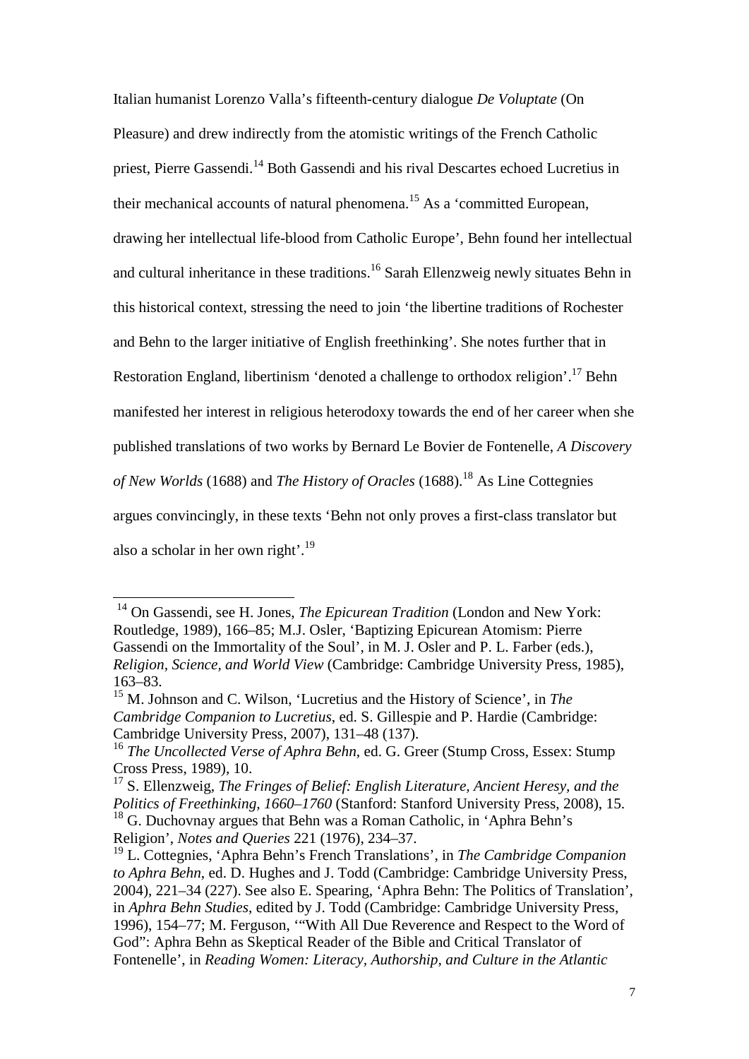Italian humanist Lorenzo Valla's fifteenth-century dialogue *De Voluptate* (On Pleasure) and drew indirectly from the atomistic writings of the French Catholic priest, Pierre Gassendi.[14] Both Gassendi and his rival Descartes echoed Lucretius in their mechanical accounts of natural phenomena.[15] As a 'committed European, drawing her intellectual life-blood from Catholic Europe', Behn found her intellectual and cultural inheritance in these traditions.[16] Sarah Ellenzweig newly situates Behn in this historical context, stressing the need to join 'the libertine traditions of Rochester and Behn to the larger initiative of English freethinking'. She notes further that in Restoration England, libertinism 'denoted a challenge to orthodox religion'.[17] Behn manifested her interest in religious heterodoxy towards the end of her career when she published translations of two works by Bernard Le Bovier de Fontenelle, *A Discovery of New Worlds* (1688) and *The History of Oracles* (1688).[18] As Line Cottegnies argues convincingly, in these texts 'Behn not only proves a first-class translator but also a scholar in her own right'.[19]

---

[14] On Gassendi, see H. Jones, *The Epicurean Tradition* (London and New York: Routledge, 1989), 166–85; M.J. Osler, 'Baptizing Epicurean Atomism: Pierre Gassendi on the Immortality of the Soul', in M. J. Osler and P. L. Farber (eds.), *Religion, Science, and World View* (Cambridge: Cambridge University Press, 1985), 163–83.

[15] M. Johnson and C. Wilson, 'Lucretius and the History of Science', in *The Cambridge Companion to Lucretius*, ed. S. Gillespie and P. Hardie (Cambridge: Cambridge University Press, 2007), 131–48 (137).

[16] *The Uncollected Verse of Aphra Behn*, ed. G. Greer (Stump Cross, Essex: Stump Cross Press, 1989), 10.

[17] S. Ellenzweig, *The Fringes of Belief: English Literature, Ancient Heresy, and the Politics of Freethinking, 1660–1760* (Stanford: Stanford University Press, 2008), 15.

[18] G. Duchovnay argues that Behn was a Roman Catholic, in 'Aphra Behn's Religion', *Notes and Queries* 221 (1976), 234–37.

[19] L. Cottegnies, 'Aphra Behn's French Translations', in *The Cambridge Companion to Aphra Behn*, ed. D. Hughes and J. Todd (Cambridge: Cambridge University Press, 2004), 221–34 (227). See also E. Spearing, 'Aphra Behn: The Politics of Translation', in *Aphra Behn Studies*, edited by J. Todd (Cambridge: Cambridge University Press, 1996), 154–77; M. Ferguson, '"With All Due Reverence and Respect to the Word of God": Aphra Behn as Skeptical Reader of the Bible and Critical Translator of Fontenelle', in *Reading Women: Literacy, Authorship, and Culture in the Atlantic*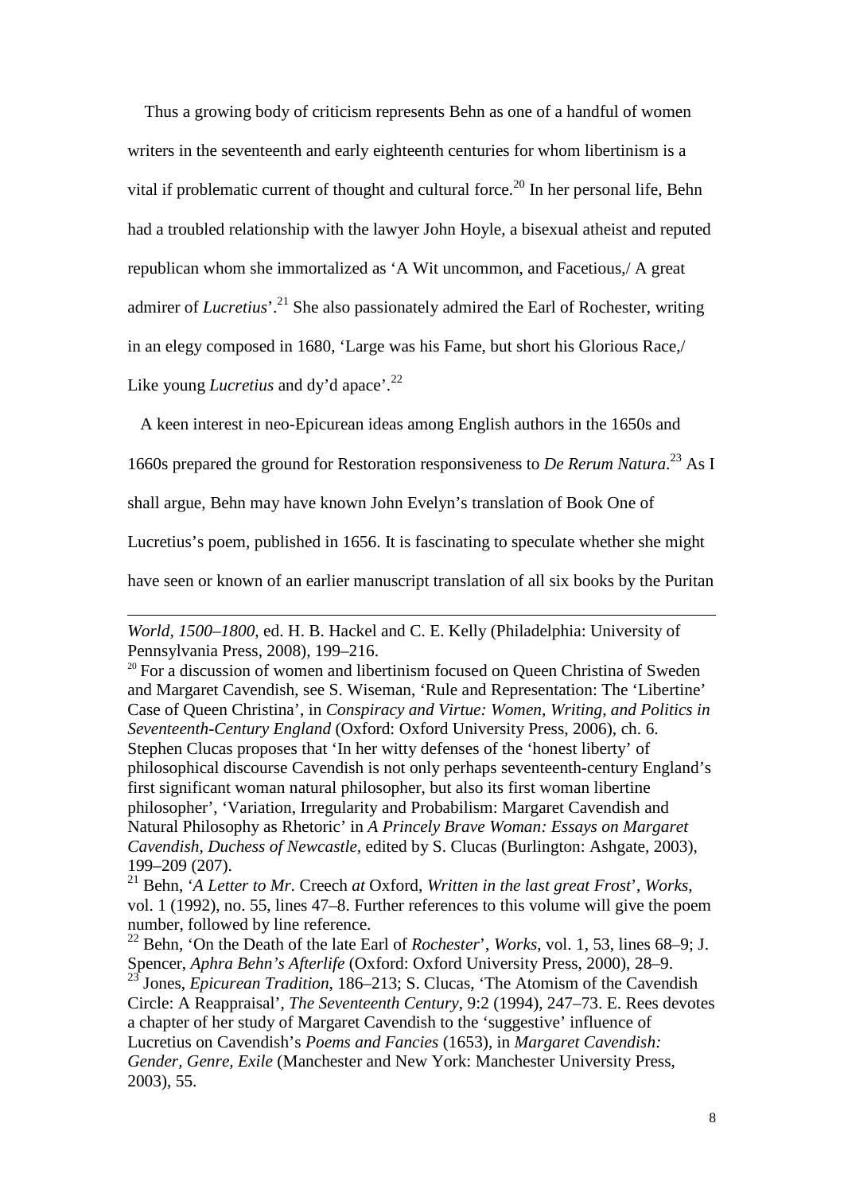Thus a growing body of criticism represents Behn as one of a handful of women writers in the seventeenth and early eighteenth centuries for whom libertinism is a vital if problematic current of thought and cultural force.[20] In her personal life, Behn had a troubled relationship with the lawyer John Hoyle, a bisexual atheist and reputed republican whom she immortalized as 'A Wit uncommon, and Facetious,/ A great admirer of *Lucretius*'.[21] She also passionately admired the Earl of Rochester, writing in an elegy composed in 1680, 'Large was his Fame, but short his Glorious Race,/ Like young *Lucretius* and dy'd apace'.[22]

A keen interest in neo-Epicurean ideas among English authors in the 1650s and 1660s prepared the ground for Restoration responsiveness to *De Rerum Natura*.[23] As I shall argue, Behn may have known John Evelyn's translation of Book One of Lucretius's poem, published in 1656. It is fascinating to speculate whether she might have seen or known of an earlier manuscript translation of all six books by the Puritan

---

*World, 1500–1800*, ed. H. B. Hackel and C. E. Kelly (Philadelphia: University of Pennsylvania Press, 2008), 199–216.

[20] For a discussion of women and libertinism focused on Queen Christina of Sweden and Margaret Cavendish, see S. Wiseman, 'Rule and Representation: The 'Libertine' Case of Queen Christina', in *Conspiracy and Virtue: Women, Writing, and Politics in Seventeenth-Century England* (Oxford: Oxford University Press, 2006), ch. 6. Stephen Clucas proposes that 'In her witty defenses of the 'honest liberty' of philosophical discourse Cavendish is not only perhaps seventeenth-century England's first significant woman natural philosopher, but also its first woman libertine philosopher', 'Variation, Irregularity and Probabilism: Margaret Cavendish and Natural Philosophy as Rhetoric' in *A Princely Brave Woman: Essays on Margaret Cavendish, Duchess of Newcastle*, edited by S. Clucas (Burlington: Ashgate, 2003), 199–209 (207).

[21] Behn, '*A Letter to Mr.* Creech *at* Oxford, *Written in the last great Frost*', *Works*, vol. 1 (1992), no. 55, lines 47–8. Further references to this volume will give the poem number, followed by line reference.

[22] Behn, 'On the Death of the late Earl of *Rochester*', *Works*, vol. 1, 53, lines 68–9; J. Spencer, *Aphra Behn's Afterlife* (Oxford: Oxford University Press, 2000), 28–9.

[23] Jones, *Epicurean Tradition*, 186–213; S. Clucas, 'The Atomism of the Cavendish Circle: A Reappraisal', *The Seventeenth Century*, 9:2 (1994), 247–73. E. Rees devotes a chapter of her study of Margaret Cavendish to the 'suggestive' influence of Lucretius on Cavendish's *Poems and Fancies* (1653), in *Margaret Cavendish: Gender, Genre, Exile* (Manchester and New York: Manchester University Press, 2003), 55.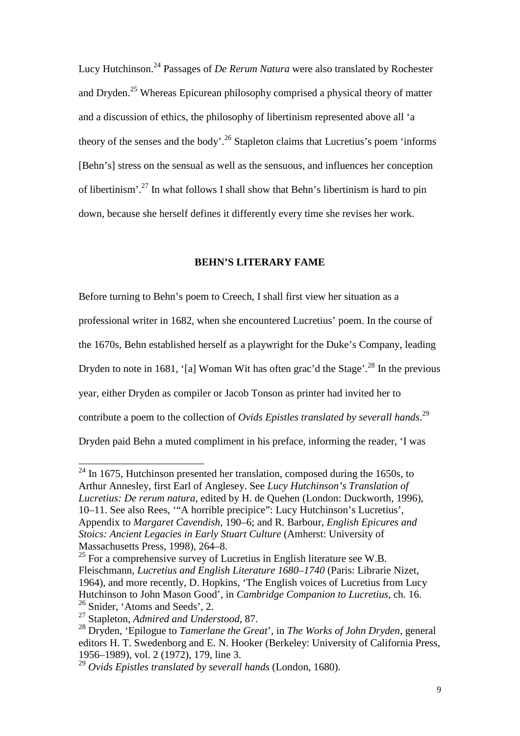Lucy Hutchinson.[24] Passages of *De Rerum Natura* were also translated by Rochester and Dryden.[25] Whereas Epicurean philosophy comprised a physical theory of matter and a discussion of ethics, the philosophy of libertinism represented above all 'a theory of the senses and the body'.[26] Stapleton claims that Lucretius's poem 'informs [Behn's] stress on the sensual as well as the sensuous, and influences her conception of libertinism'.[27] In what follows I shall show that Behn's libertinism is hard to pin down, because she herself defines it differently every time she revises her work.

## BEHN'S LITERARY FAME

Before turning to Behn's poem to Creech, I shall first view her situation as a professional writer in 1682, when she encountered Lucretius' poem. In the course of the 1670s, Behn established herself as a playwright for the Duke's Company, leading Dryden to note in 1681, '[a] Woman Wit has often grac'd the Stage'.[28] In the previous year, either Dryden as compiler or Jacob Tonson as printer had invited her to contribute a poem to the collection of *Ovids Epistles translated by severall hands*.[29] Dryden paid Behn a muted compliment in his preface, informing the reader, 'I was

---

[24] In 1675, Hutchinson presented her translation, composed during the 1650s, to Arthur Annesley, first Earl of Anglesey. See *Lucy Hutchinson's Translation of Lucretius: De rerum natura*, edited by H. de Quehen (London: Duckworth, 1996), 10–11. See also Rees, '"A horrible precipice": Lucy Hutchinson's Lucretius', Appendix to *Margaret Cavendish*, 190–6; and R. Barbour, *English Epicures and Stoics: Ancient Legacies in Early Stuart Culture* (Amherst: University of Massachusetts Press, 1998), 264–8.

[25] For a comprehensive survey of Lucretius in English literature see W.B. Fleischmann, *Lucretius and English Literature 1680–1740* (Paris: Librarie Nizet, 1964), and more recently, D. Hopkins, 'The English voices of Lucretius from Lucy Hutchinson to John Mason Good', in *Cambridge Companion to Lucretius*, ch. 16.

[26] Snider, 'Atoms and Seeds', 2.

[27] Stapleton, *Admired and Understood*, 87.

[28] Dryden, 'Epilogue to *Tamerlane the Great*', in *The Works of John Dryden*, general editors H. T. Swedenborg and E. N. Hooker (Berkeley: University of California Press, 1956–1989), vol. 2 (1972), 179, line 3.

[29] *Ovids Epistles translated by severall hands* (London, 1680).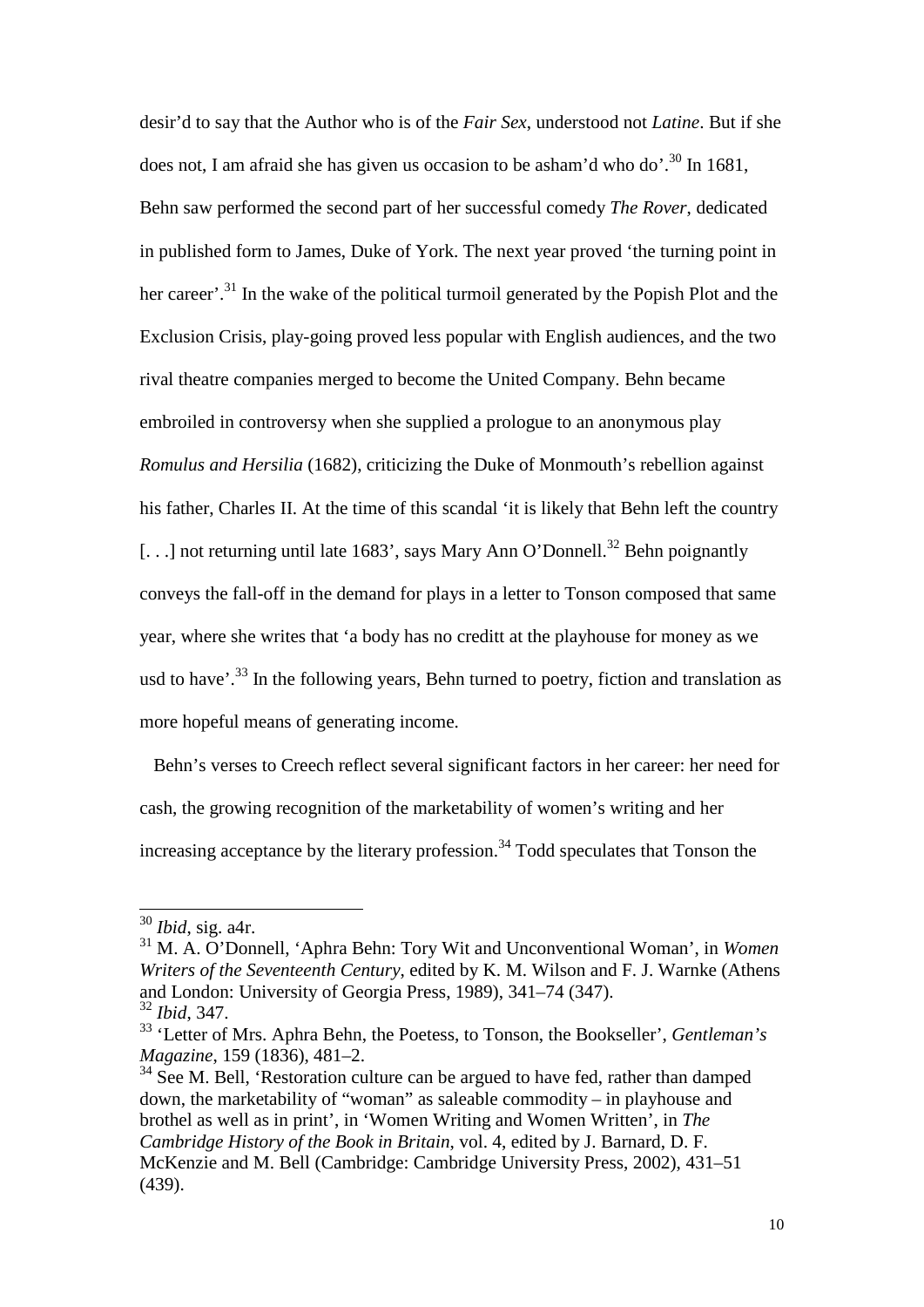desir'd to say that the Author who is of the *Fair Sex*, understood not *Latine*. But if she does not, I am afraid she has given us occasion to be asham'd who do'.[30] In 1681, Behn saw performed the second part of her successful comedy *The Rover*, dedicated in published form to James, Duke of York. The next year proved 'the turning point in her career'.[31] In the wake of the political turmoil generated by the Popish Plot and the Exclusion Crisis, play-going proved less popular with English audiences, and the two rival theatre companies merged to become the United Company. Behn became embroiled in controversy when she supplied a prologue to an anonymous play *Romulus and Hersilia* (1682), criticizing the Duke of Monmouth's rebellion against his father, Charles II. At the time of this scandal 'it is likely that Behn left the country [. . .] not returning until late 1683', says Mary Ann O'Donnell.[32] Behn poignantly conveys the fall-off in the demand for plays in a letter to Tonson composed that same year, where she writes that 'a body has no creditt at the playhouse for money as we usd to have'.[33] In the following years, Behn turned to poetry, fiction and translation as more hopeful means of generating income.

Behn's verses to Creech reflect several significant factors in her career: her need for cash, the growing recognition of the marketability of women's writing and her increasing acceptance by the literary profession.[34] Todd speculates that Tonson the

---

[30] *Ibid*, sig. a4r.

[31] M. A. O'Donnell, 'Aphra Behn: Tory Wit and Unconventional Woman', in *Women Writers of the Seventeenth Century*, edited by K. M. Wilson and F. J. Warnke (Athens and London: University of Georgia Press, 1989), 341–74 (347).

[32] *Ibid*, 347.

[33] 'Letter of Mrs. Aphra Behn, the Poetess, to Tonson, the Bookseller', *Gentleman's Magazine*, 159 (1836), 481–2.

[34] See M. Bell, 'Restoration culture can be argued to have fed, rather than damped down, the marketability of "woman" as saleable commodity – in playhouse and brothel as well as in print', in 'Women Writing and Women Written', in *The Cambridge History of the Book in Britain*, vol. 4, edited by J. Barnard, D. F. McKenzie and M. Bell (Cambridge: Cambridge University Press, 2002), 431–51 (439).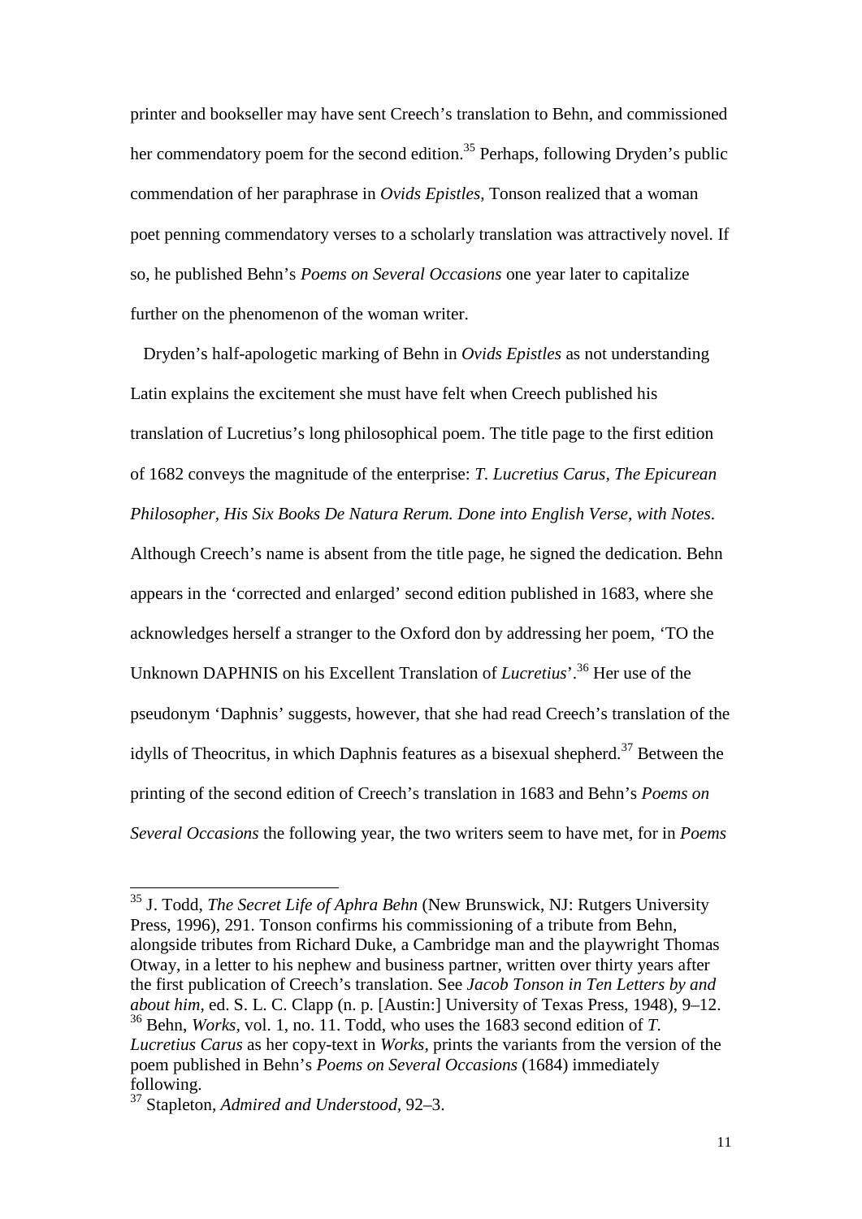printer and bookseller may have sent Creech's translation to Behn, and commissioned her commendatory poem for the second edition.[35] Perhaps, following Dryden's public commendation of her paraphrase in *Ovids Epistles*, Tonson realized that a woman poet penning commendatory verses to a scholarly translation was attractively novel. If so, he published Behn's *Poems on Several Occasions* one year later to capitalize further on the phenomenon of the woman writer.

Dryden's half-apologetic marking of Behn in *Ovids Epistles* as not understanding Latin explains the excitement she must have felt when Creech published his translation of Lucretius's long philosophical poem. The title page to the first edition of 1682 conveys the magnitude of the enterprise: *T. Lucretius Carus, The Epicurean Philosopher, His Six Books De Natura Rerum. Done into English Verse, with Notes*. Although Creech's name is absent from the title page, he signed the dedication. Behn appears in the 'corrected and enlarged' second edition published in 1683, where she acknowledges herself a stranger to the Oxford don by addressing her poem, 'TO the Unknown DAPHNIS on his Excellent Translation of *Lucretius*'.[36] Her use of the pseudonym 'Daphnis' suggests, however, that she had read Creech's translation of the idylls of Theocritus, in which Daphnis features as a bisexual shepherd.[37] Between the printing of the second edition of Creech's translation in 1683 and Behn's *Poems on Several Occasions* the following year, the two writers seem to have met, for in *Poems*

---

[35] J. Todd, *The Secret Life of Aphra Behn* (New Brunswick, NJ: Rutgers University Press, 1996), 291. Tonson confirms his commissioning of a tribute from Behn, alongside tributes from Richard Duke, a Cambridge man and the playwright Thomas Otway, in a letter to his nephew and business partner, written over thirty years after the first publication of Creech's translation. See *Jacob Tonson in Ten Letters by and about him*, ed. S. L. C. Clapp (n. p. [Austin:] University of Texas Press, 1948), 9–12.

[36] Behn, *Works*, vol. 1, no. 11. Todd, who uses the 1683 second edition of *T. Lucretius Carus* as her copy-text in *Works*, prints the variants from the version of the poem published in Behn's *Poems on Several Occasions* (1684) immediately following.

[37] Stapleton, *Admired and Understood*, 92–3.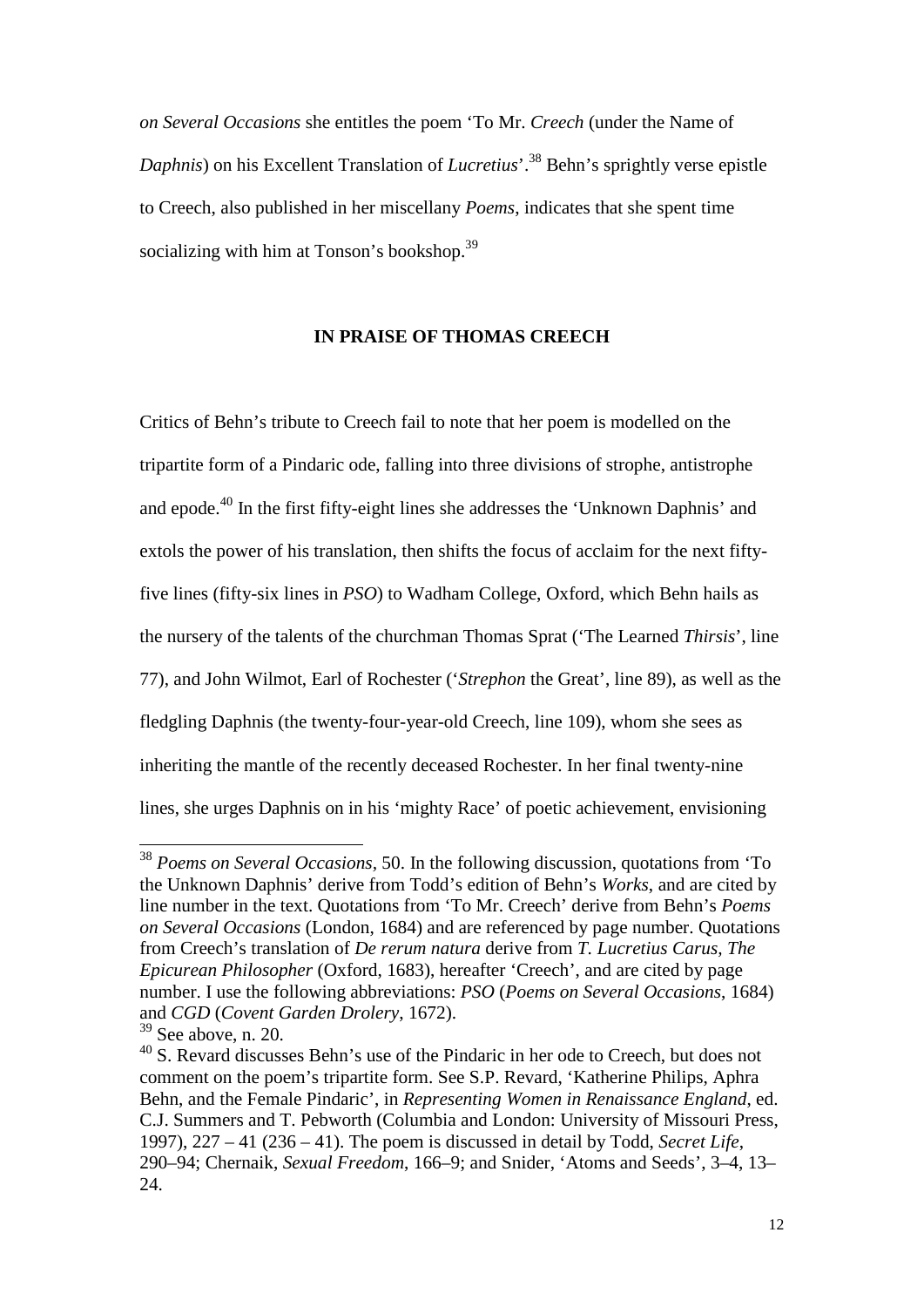*on Several Occasions* she entitles the poem 'To Mr. *Creech* (under the Name of *Daphnis*) on his Excellent Translation of *Lucretius*'.[38] Behn's sprightly verse epistle to Creech, also published in her miscellany *Poems*, indicates that she spent time socializing with him at Tonson's bookshop.[39]

## IN PRAISE OF THOMAS CREECH

Critics of Behn's tribute to Creech fail to note that her poem is modelled on the tripartite form of a Pindaric ode, falling into three divisions of strophe, antistrophe and epode.[40] In the first fifty-eight lines she addresses the 'Unknown Daphnis' and extols the power of his translation, then shifts the focus of acclaim for the next fifty-five lines (fifty-six lines in *PSO*) to Wadham College, Oxford, which Behn hails as the nursery of the talents of the churchman Thomas Sprat ('The Learned *Thirsis*', line 77), and John Wilmot, Earl of Rochester ('*Strephon* the Great', line 89), as well as the fledgling Daphnis (the twenty-four-year-old Creech, line 109), whom she sees as inheriting the mantle of the recently deceased Rochester. In her final twenty-nine lines, she urges Daphnis on in his 'mighty Race' of poetic achievement, envisioning

---

[38] *Poems on Several Occasions*, 50. In the following discussion, quotations from 'To the Unknown Daphnis' derive from Todd's edition of Behn's *Works*, and are cited by line number in the text. Quotations from 'To Mr. Creech' derive from Behn's *Poems on Several Occasions* (London, 1684) and are referenced by page number. Quotations from Creech's translation of *De rerum natura* derive from *T. Lucretius Carus, The Epicurean Philosopher* (Oxford, 1683), hereafter 'Creech', and are cited by page number. I use the following abbreviations: *PSO* (*Poems on Several Occasions*, 1684) and *CGD* (*Covent Garden Drolery*, 1672).

[39] See above, n. 20.

[40] S. Revard discusses Behn's use of the Pindaric in her ode to Creech, but does not comment on the poem's tripartite form. See S.P. Revard, 'Katherine Philips, Aphra Behn, and the Female Pindaric', in *Representing Women in Renaissance England*, ed. C.J. Summers and T. Pebworth (Columbia and London: University of Missouri Press, 1997), 227 – 41 (236 – 41). The poem is discussed in detail by Todd, *Secret Life*, 290–94; Chernaik, *Sexual Freedom*, 166–9; and Snider, 'Atoms and Seeds', 3–4, 13–24.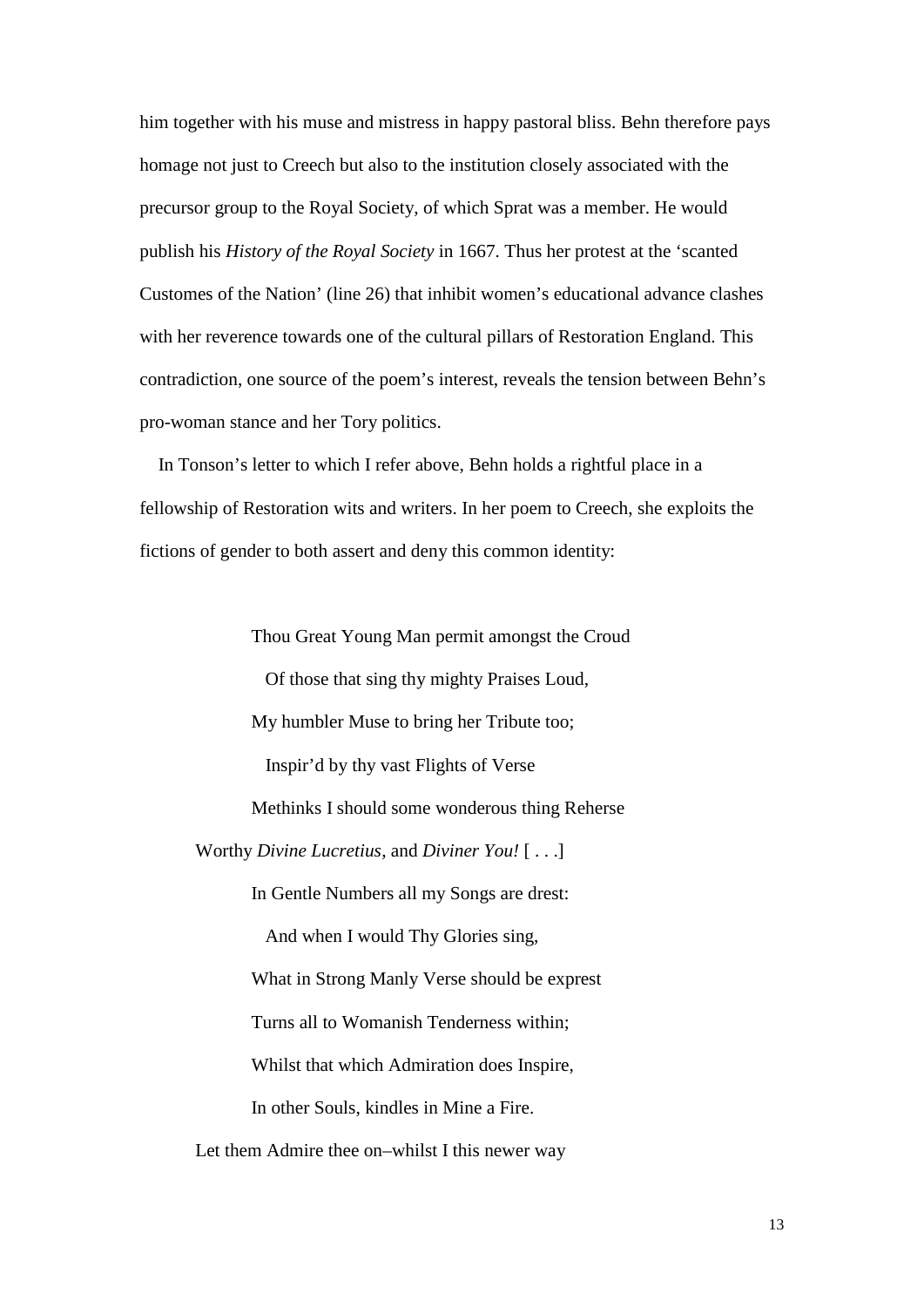him together with his muse and mistress in happy pastoral bliss. Behn therefore pays homage not just to Creech but also to the institution closely associated with the precursor group to the Royal Society, of which Sprat was a member. He would publish his *History of the Royal Society* in 1667. Thus her protest at the 'scanted Customes of the Nation' (line 26) that inhibit women's educational advance clashes with her reverence towards one of the cultural pillars of Restoration England. This contradiction, one source of the poem's interest, reveals the tension between Behn's pro-woman stance and her Tory politics.

In Tonson's letter to which I refer above, Behn holds a rightful place in a fellowship of Restoration wits and writers. In her poem to Creech, she exploits the fictions of gender to both assert and deny this common identity:

> Thou Great Young Man permit amongst the Croud
>   Of those that sing thy mighty Praises Loud,
> My humbler Muse to bring her Tribute too;
>   Inspir'd by thy vast Flights of Verse
> Methinks I should some wonderous thing Reherse
> Worthy *Divine Lucretius*, and *Diviner You!* [ . . .]
> In Gentle Numbers all my Songs are drest:
>   And when I would Thy Glories sing,
> What in Strong Manly Verse should be exprest
> Turns all to Womanish Tenderness within;
> Whilst that which Admiration does Inspire,
> In other Souls, kindles in Mine a Fire.
> Let them Admire thee on–whilst I this newer way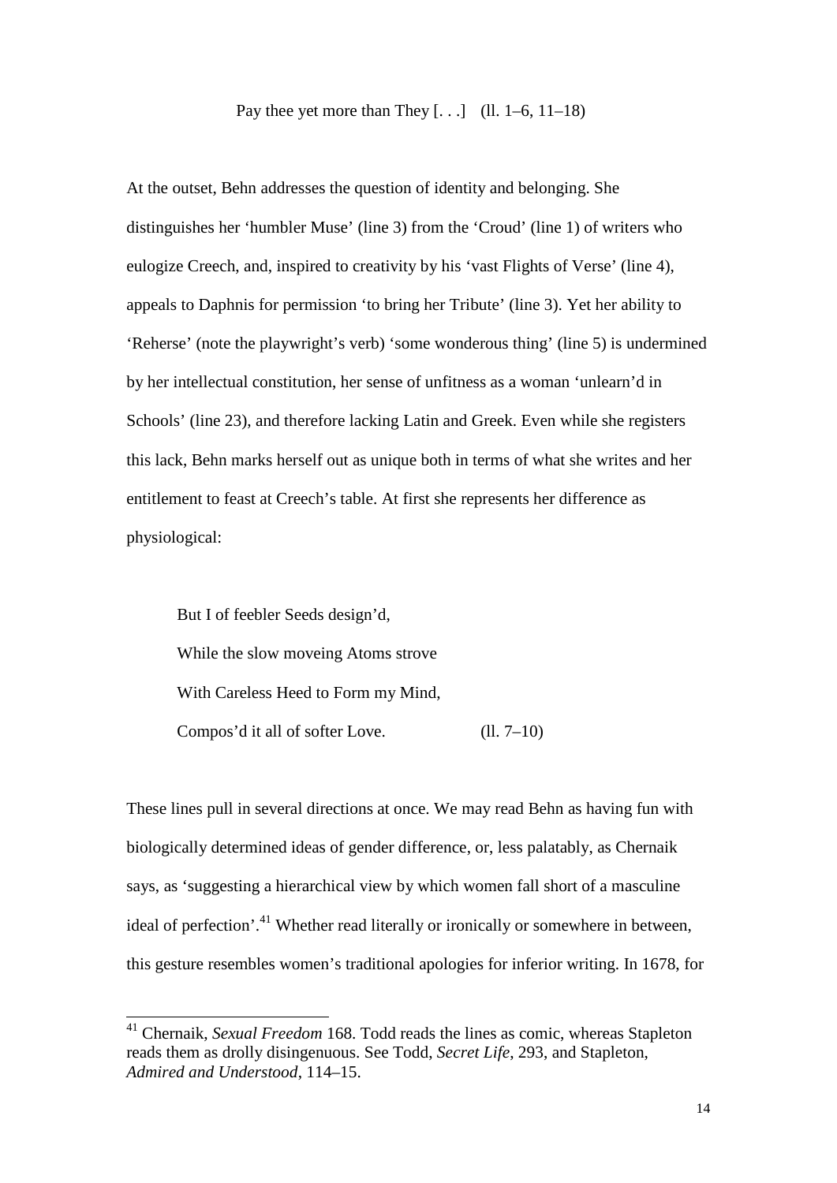Pay thee yet more than They [. . .] (ll. 1–6, 11–18)

At the outset, Behn addresses the question of identity and belonging. She distinguishes her 'humbler Muse' (line 3) from the 'Croud' (line 1) of writers who eulogize Creech, and, inspired to creativity by his 'vast Flights of Verse' (line 4), appeals to Daphnis for permission 'to bring her Tribute' (line 3). Yet her ability to 'Reherse' (note the playwright's verb) 'some wonderous thing' (line 5) is undermined by her intellectual constitution, her sense of unfitness as a woman 'unlearn'd in Schools' (line 23), and therefore lacking Latin and Greek. Even while she registers this lack, Behn marks herself out as unique both in terms of what she writes and her entitlement to feast at Creech's table. At first she represents her difference as physiological:

> But I of feebler Seeds design'd,
> While the slow moveing Atoms strove
> With Careless Heed to Form my Mind,
> Compos'd it all of softer Love. (ll. 7–10)

These lines pull in several directions at once. We may read Behn as having fun with biologically determined ideas of gender difference, or, less palatably, as Chernaik says, as 'suggesting a hierarchical view by which women fall short of a masculine ideal of perfection'.[41] Whether read literally or ironically or somewhere in between, this gesture resembles women's traditional apologies for inferior writing. In 1678, for

[41] Chernaik, *Sexual Freedom* 168. Todd reads the lines as comic, whereas Stapleton reads them as drolly disingenuous. See Todd, *Secret Life*, 293, and Stapleton, *Admired and Understood*, 114–15.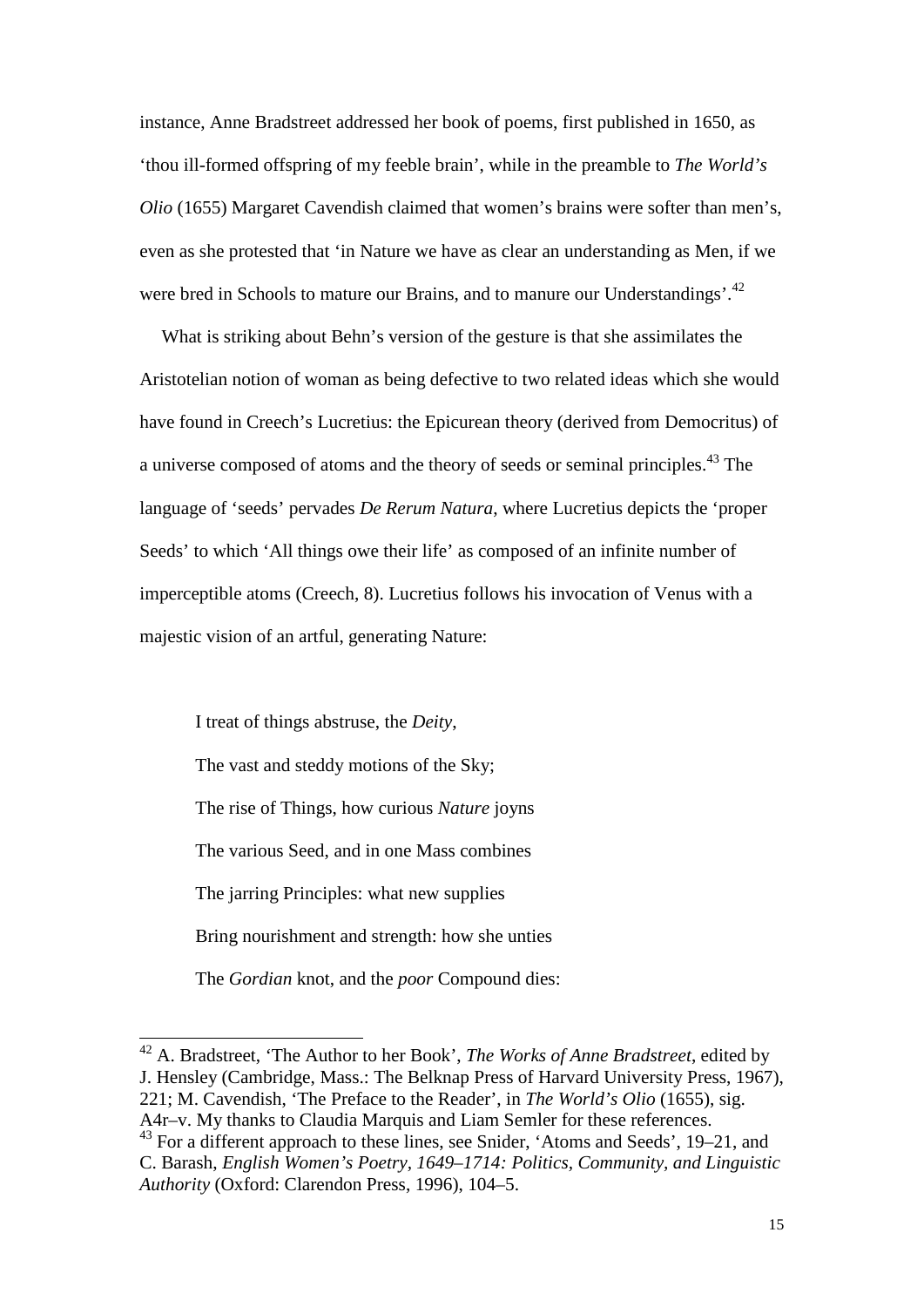instance, Anne Bradstreet addressed her book of poems, first published in 1650, as 'thou ill-formed offspring of my feeble brain', while in the preamble to *The World's Olio* (1655) Margaret Cavendish claimed that women's brains were softer than men's, even as she protested that 'in Nature we have as clear an understanding as Men, if we were bred in Schools to mature our Brains, and to manure our Understandings'.[42]

What is striking about Behn's version of the gesture is that she assimilates the Aristotelian notion of woman as being defective to two related ideas which she would have found in Creech's Lucretius: the Epicurean theory (derived from Democritus) of a universe composed of atoms and the theory of seeds or seminal principles.[43] The language of 'seeds' pervades *De Rerum Natura*, where Lucretius depicts the 'proper Seeds' to which 'All things owe their life' as composed of an infinite number of imperceptible atoms (Creech, 8). Lucretius follows his invocation of Venus with a majestic vision of an artful, generating Nature:

> I treat of things abstruse, the *Deity*,
> The vast and steddy motions of the Sky;
> The rise of Things, how curious *Nature* joyns
> The various Seed, and in one Mass combines
> The jarring Principles: what new supplies
> Bring nourishment and strength: how she unties
> The *Gordian* knot, and the *poor* Compound dies:

---

[42] A. Bradstreet, 'The Author to her Book', *The Works of Anne Bradstreet*, edited by J. Hensley (Cambridge, Mass.: The Belknap Press of Harvard University Press, 1967), 221; M. Cavendish, 'The Preface to the Reader', in *The World's Olio* (1655), sig. A4r–v. My thanks to Claudia Marquis and Liam Semler for these references.

[43] For a different approach to these lines, see Snider, 'Atoms and Seeds', 19–21, and C. Barash, *English Women's Poetry, 1649–1714: Politics, Community, and Linguistic Authority* (Oxford: Clarendon Press, 1996), 104–5.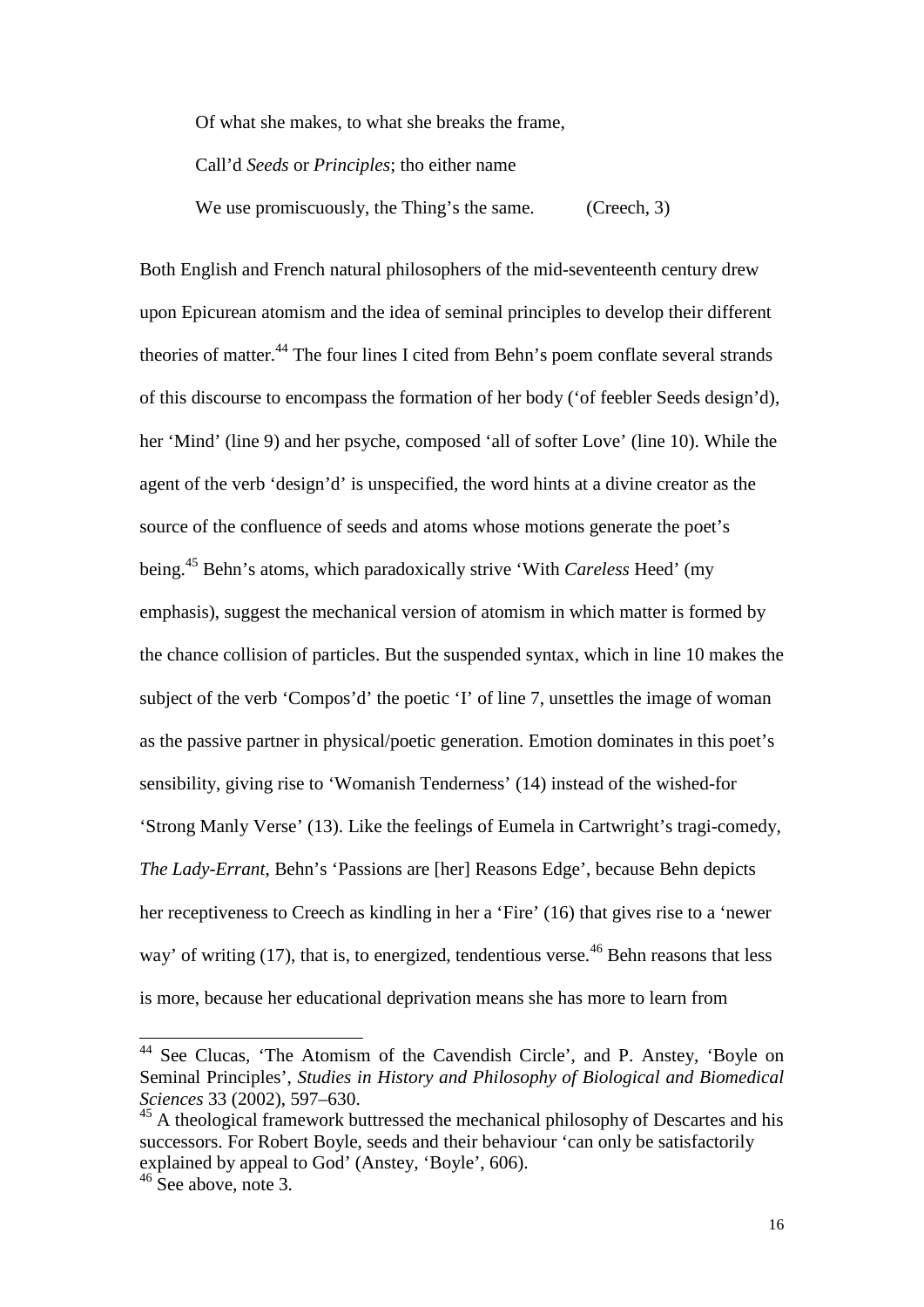> Of what she makes, to what she breaks the frame,
>
> Call'd *Seeds* or *Principles*; tho either name
>
> We use promiscuously, the Thing's the same. (Creech, 3)

Both English and French natural philosophers of the mid-seventeenth century drew upon Epicurean atomism and the idea of seminal principles to develop their different theories of matter.[44] The four lines I cited from Behn's poem conflate several strands of this discourse to encompass the formation of her body ('of feebler Seeds design'd), her 'Mind' (line 9) and her psyche, composed 'all of softer Love' (line 10). While the agent of the verb 'design'd' is unspecified, the word hints at a divine creator as the source of the confluence of seeds and atoms whose motions generate the poet's being.[45] Behn's atoms, which paradoxically strive 'With *Careless* Heed' (my emphasis), suggest the mechanical version of atomism in which matter is formed by the chance collision of particles. But the suspended syntax, which in line 10 makes the subject of the verb 'Compos'd' the poetic 'I' of line 7, unsettles the image of woman as the passive partner in physical/poetic generation. Emotion dominates in this poet's sensibility, giving rise to 'Womanish Tenderness' (14) instead of the wished-for 'Strong Manly Verse' (13). Like the feelings of Eumela in Cartwright's tragi-comedy, *The Lady-Errant*, Behn's 'Passions are [her] Reasons Edge', because Behn depicts her receptiveness to Creech as kindling in her a 'Fire' (16) that gives rise to a 'newer way' of writing (17), that is, to energized, tendentious verse.[46] Behn reasons that less is more, because her educational deprivation means she has more to learn from

---

[44] See Clucas, 'The Atomism of the Cavendish Circle', and P. Anstey, 'Boyle on Seminal Principles', *Studies in History and Philosophy of Biological and Biomedical Sciences* 33 (2002), 597–630.

[45] A theological framework buttressed the mechanical philosophy of Descartes and his successors. For Robert Boyle, seeds and their behaviour 'can only be satisfactorily explained by appeal to God' (Anstey, 'Boyle', 606).

[46] See above, note 3.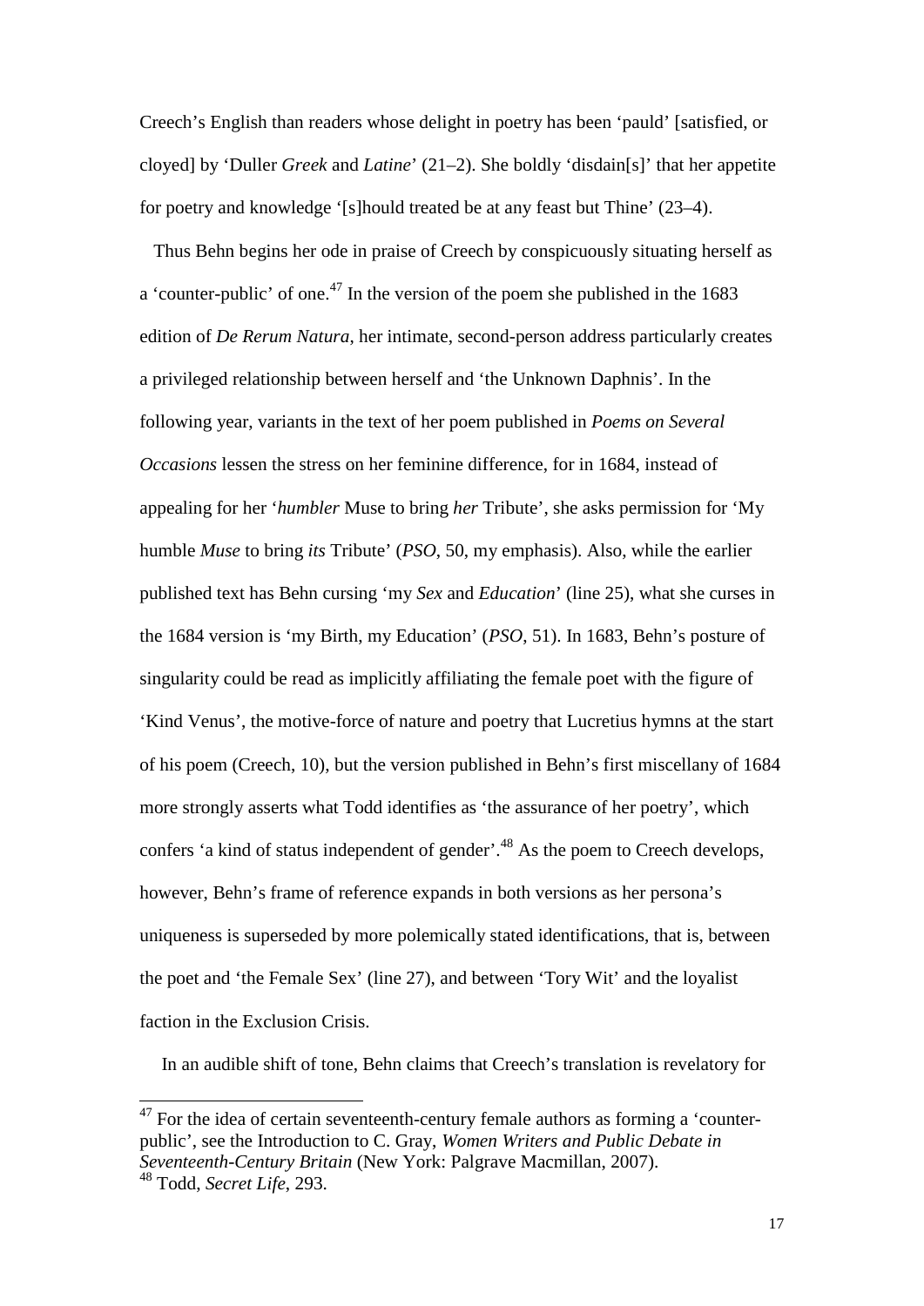Creech's English than readers whose delight in poetry has been 'pauld' [satisfied, or cloyed] by 'Duller *Greek* and *Latine*' (21–2). She boldly 'disdain[s]' that her appetite for poetry and knowledge '[s]hould treated be at any feast but Thine' (23–4).

Thus Behn begins her ode in praise of Creech by conspicuously situating herself as a 'counter-public' of one.[47] In the version of the poem she published in the 1683 edition of *De Rerum Natura*, her intimate, second-person address particularly creates a privileged relationship between herself and 'the Unknown Daphnis'. In the following year, variants in the text of her poem published in *Poems on Several Occasions* lessen the stress on her feminine difference, for in 1684, instead of appealing for her '*humbler* Muse to bring *her* Tribute', she asks permission for 'My humble *Muse* to bring *its* Tribute' (*PSO*, 50, my emphasis). Also, while the earlier published text has Behn cursing 'my *Sex* and *Education*' (line 25), what she curses in the 1684 version is 'my Birth, my Education' (*PSO*, 51). In 1683, Behn's posture of singularity could be read as implicitly affiliating the female poet with the figure of 'Kind Venus', the motive-force of nature and poetry that Lucretius hymns at the start of his poem (Creech, 10), but the version published in Behn's first miscellany of 1684 more strongly asserts what Todd identifies as 'the assurance of her poetry', which confers 'a kind of status independent of gender'.[48] As the poem to Creech develops, however, Behn's frame of reference expands in both versions as her persona's uniqueness is superseded by more polemically stated identifications, that is, between the poet and 'the Female Sex' (line 27), and between 'Tory Wit' and the loyalist faction in the Exclusion Crisis.

In an audible shift of tone, Behn claims that Creech's translation is revelatory for

---

[47] For the idea of certain seventeenth-century female authors as forming a 'counter-public', see the Introduction to C. Gray, *Women Writers and Public Debate in Seventeenth-Century Britain* (New York: Palgrave Macmillan, 2007).

[48] Todd, *Secret Life*, 293.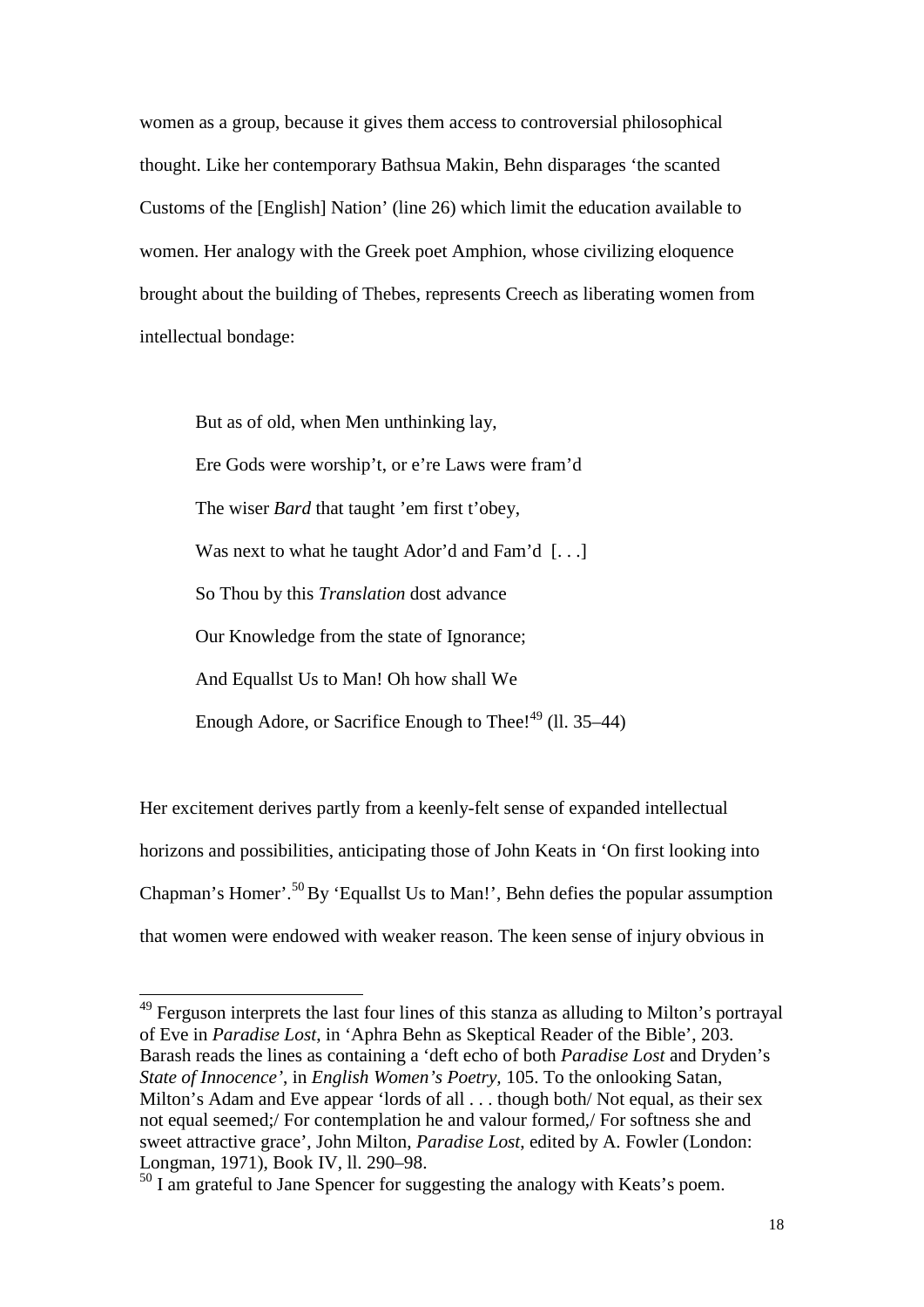women as a group, because it gives them access to controversial philosophical thought. Like her contemporary Bathsua Makin, Behn disparages 'the scanted Customs of the [English] Nation' (line 26) which limit the education available to women. Her analogy with the Greek poet Amphion, whose civilizing eloquence brought about the building of Thebes, represents Creech as liberating women from intellectual bondage:

> But as of old, when Men unthinking lay,
>
> Ere Gods were worship't, or e're Laws were fram'd
>
> The wiser *Bard* that taught 'em first t'obey,
>
> Was next to what he taught Ador'd and Fam'd [. . .]
>
> So Thou by this *Translation* dost advance
>
> Our Knowledge from the state of Ignorance;
>
> And Equallst Us to Man! Oh how shall We
>
> Enough Adore, or Sacrifice Enough to Thee![49] (ll. 35–44)

Her excitement derives partly from a keenly-felt sense of expanded intellectual horizons and possibilities, anticipating those of John Keats in 'On first looking into Chapman's Homer'.[50] By 'Equallst Us to Man!', Behn defies the popular assumption that women were endowed with weaker reason. The keen sense of injury obvious in

---

[49] Ferguson interprets the last four lines of this stanza as alluding to Milton's portrayal of Eve in *Paradise Lost*, in 'Aphra Behn as Skeptical Reader of the Bible', 203. Barash reads the lines as containing a 'deft echo of both *Paradise Lost* and Dryden's *State of Innocence'*, in *English Women's Poetry*, 105. To the onlooking Satan, Milton's Adam and Eve appear 'lords of all . . . though both/ Not equal, as their sex not equal seemed;/ For contemplation he and valour formed,/ For softness she and sweet attractive grace', John Milton, *Paradise Lost*, edited by A. Fowler (London: Longman, 1971), Book IV, ll. 290–98.

[50] I am grateful to Jane Spencer for suggesting the analogy with Keats's poem.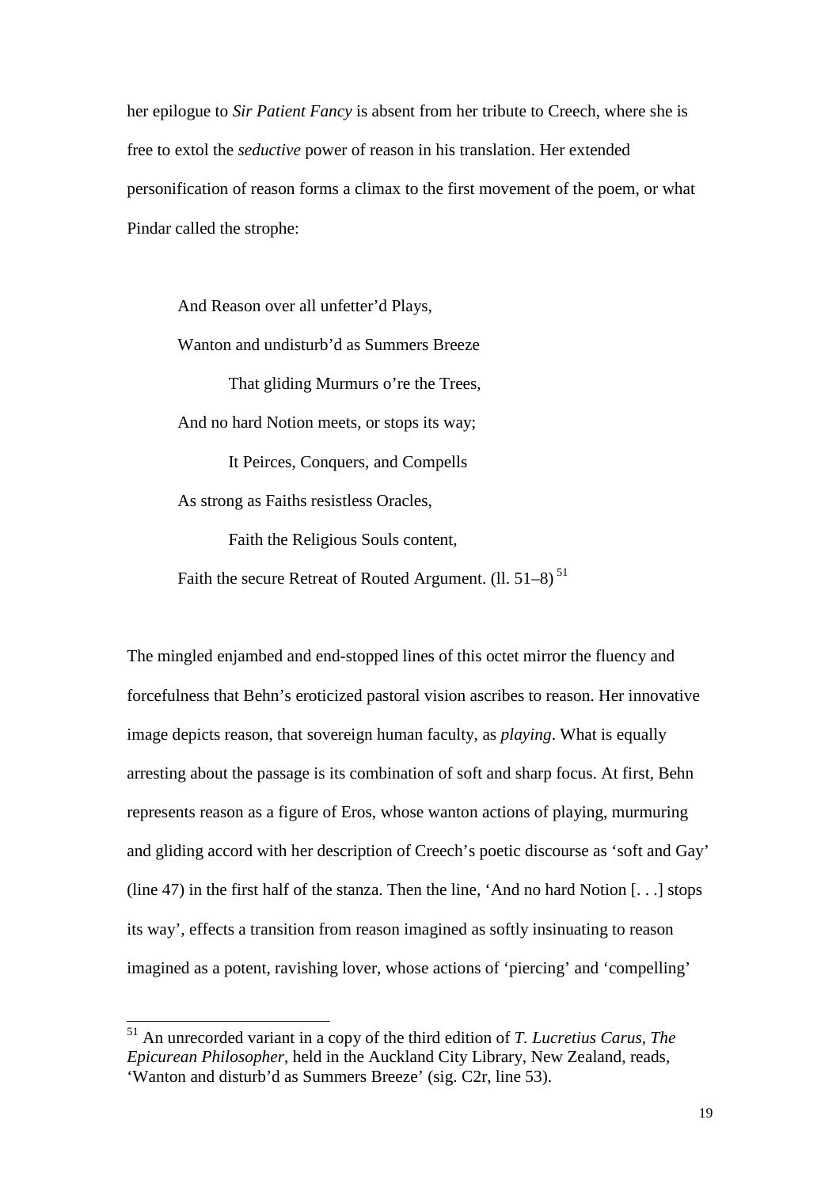her epilogue to *Sir Patient Fancy* is absent from her tribute to Creech, where she is free to extol the *seductive* power of reason in his translation. Her extended personification of reason forms a climax to the first movement of the poem, or what Pindar called the strophe:

> And Reason over all unfetter'd Plays,
> Wanton and undisturb'd as Summers Breeze
>     That gliding Murmurs o're the Trees,
> And no hard Notion meets, or stops its way;
>     It Peirces, Conquers, and Compells
> As strong as Faiths resistless Oracles,
>     Faith the Religious Souls content,
> Faith the secure Retreat of Routed Argument. (ll. 51–8) [51]

The mingled enjambed and end-stopped lines of this octet mirror the fluency and forcefulness that Behn's eroticized pastoral vision ascribes to reason. Her innovative image depicts reason, that sovereign human faculty, as *playing*. What is equally arresting about the passage is its combination of soft and sharp focus. At first, Behn represents reason as a figure of Eros, whose wanton actions of playing, murmuring and gliding accord with her description of Creech's poetic discourse as 'soft and Gay' (line 47) in the first half of the stanza. Then the line, 'And no hard Notion [. . .] stops its way', effects a transition from reason imagined as softly insinuating to reason imagined as a potent, ravishing lover, whose actions of 'piercing' and 'compelling'

---

[51] An unrecorded variant in a copy of the third edition of *T. Lucretius Carus, The Epicurean Philosopher*, held in the Auckland City Library, New Zealand, reads, 'Wanton and disturb'd as Summers Breeze' (sig. C2r, line 53).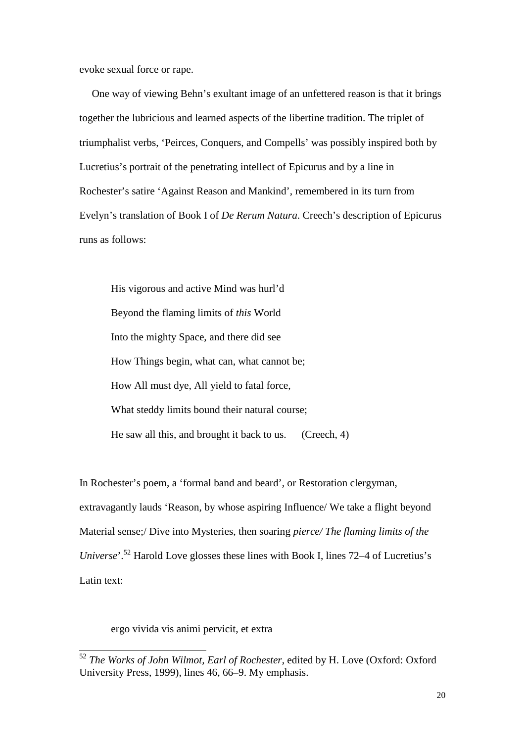evoke sexual force or rape.

One way of viewing Behn's exultant image of an unfettered reason is that it brings together the lubricious and learned aspects of the libertine tradition. The triplet of triumphalist verbs, 'Peirces, Conquers, and Compells' was possibly inspired both by Lucretius's portrait of the penetrating intellect of Epicurus and by a line in Rochester's satire 'Against Reason and Mankind', remembered in its turn from Evelyn's translation of Book I of *De Rerum Natura*. Creech's description of Epicurus runs as follows:

> His vigorous and active Mind was hurl'd
> Beyond the flaming limits of *this* World
> Into the mighty Space, and there did see
> How Things begin, what can, what cannot be;
> How All must dye, All yield to fatal force,
> What steddy limits bound their natural course;
> He saw all this, and brought it back to us. (Creech, 4)

In Rochester's poem, a 'formal band and beard', or Restoration clergyman, extravagantly lauds 'Reason, by whose aspiring Influence/ We take a flight beyond Material sense;/ Dive into Mysteries, then soaring *pierce/ The flaming limits of the Universe*'.[52] Harold Love glosses these lines with Book I, lines 72–4 of Lucretius's Latin text:

> ergo vivida vis animi pervicit, et extra

[52] *The Works of John Wilmot, Earl of Rochester*, edited by H. Love (Oxford: Oxford University Press, 1999), lines 46, 66–9. My emphasis.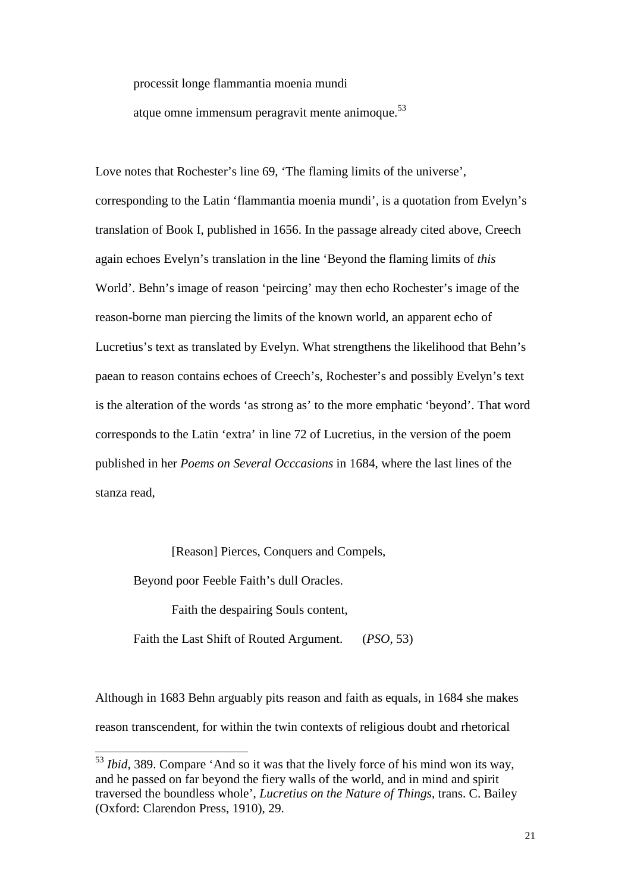processit longe flammantia moenia mundi

atque omne immensum peragravit mente animoque.[53]

Love notes that Rochester's line 69, 'The flaming limits of the universe', corresponding to the Latin 'flammantia moenia mundi', is a quotation from Evelyn's translation of Book I, published in 1656. In the passage already cited above, Creech again echoes Evelyn's translation in the line 'Beyond the flaming limits of *this* World'. Behn's image of reason 'peircing' may then echo Rochester's image of the reason-borne man piercing the limits of the known world, an apparent echo of Lucretius's text as translated by Evelyn. What strengthens the likelihood that Behn's paean to reason contains echoes of Creech's, Rochester's and possibly Evelyn's text is the alteration of the words 'as strong as' to the more emphatic 'beyond'. That word corresponds to the Latin 'extra' in line 72 of Lucretius, in the version of the poem published in her *Poems on Several Occcasions* in 1684, where the last lines of the stanza read,

> [Reason] Pierces, Conquers and Compels,
>
> Beyond poor Feeble Faith's dull Oracles.
>
> Faith the despairing Souls content,
>
> Faith the Last Shift of Routed Argument. (*PSO*, 53)

Although in 1683 Behn arguably pits reason and faith as equals, in 1684 she makes reason transcendent, for within the twin contexts of religious doubt and rhetorical

[53] *Ibid*, 389. Compare 'And so it was that the lively force of his mind won its way, and he passed on far beyond the fiery walls of the world, and in mind and spirit traversed the boundless whole', *Lucretius on the Nature of Things*, trans. C. Bailey (Oxford: Clarendon Press, 1910), 29.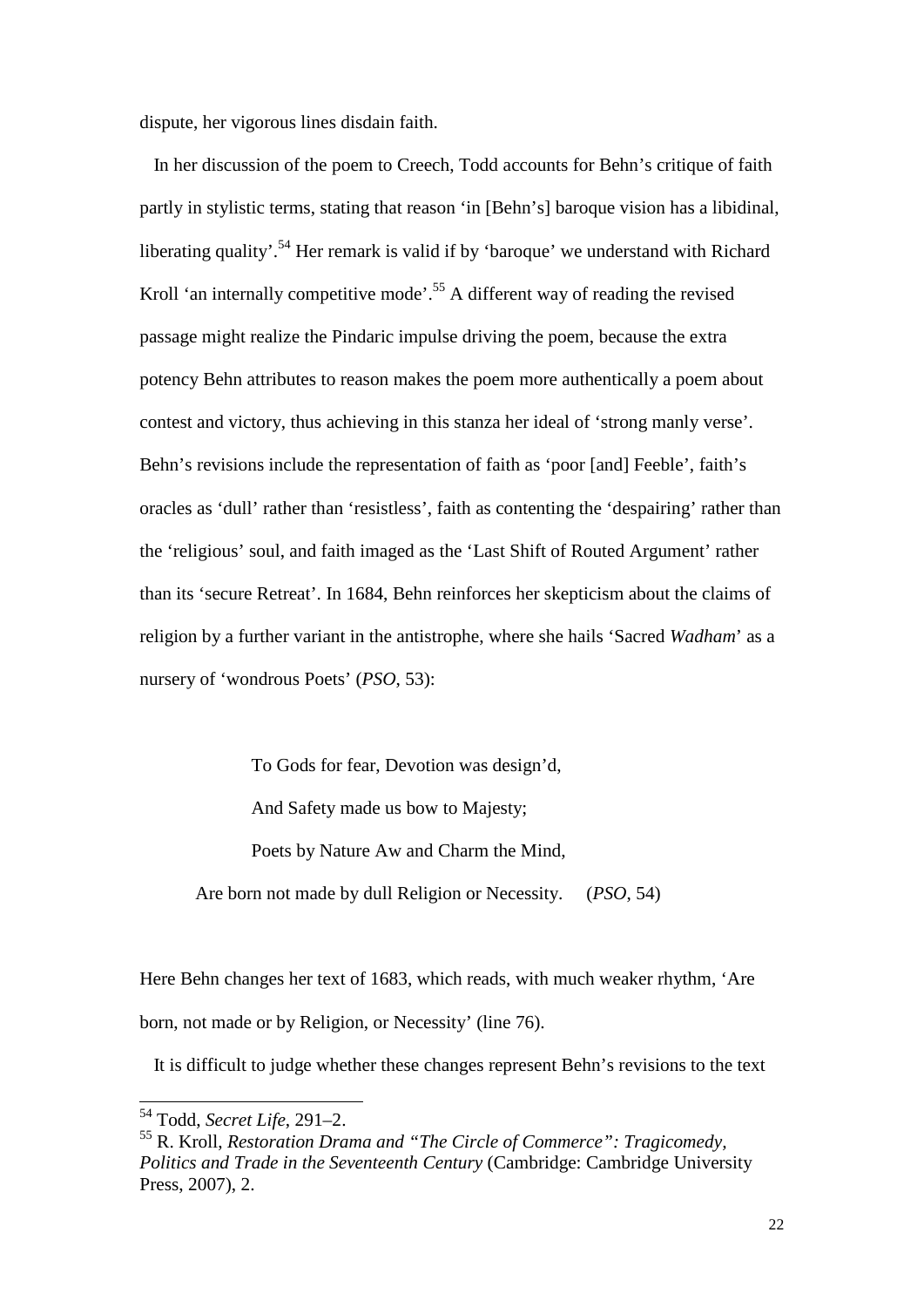dispute, her vigorous lines disdain faith.

In her discussion of the poem to Creech, Todd accounts for Behn's critique of faith partly in stylistic terms, stating that reason 'in [Behn's] baroque vision has a libidinal, liberating quality'.[54] Her remark is valid if by 'baroque' we understand with Richard Kroll 'an internally competitive mode'.[55] A different way of reading the revised passage might realize the Pindaric impulse driving the poem, because the extra potency Behn attributes to reason makes the poem more authentically a poem about contest and victory, thus achieving in this stanza her ideal of 'strong manly verse'. Behn's revisions include the representation of faith as 'poor [and] Feeble', faith's oracles as 'dull' rather than 'resistless', faith as contenting the 'despairing' rather than the 'religious' soul, and faith imaged as the 'Last Shift of Routed Argument' rather than its 'secure Retreat'. In 1684, Behn reinforces her skepticism about the claims of religion by a further variant in the antistrophe, where she hails 'Sacred *Wadham*' as a nursery of 'wondrous Poets' (*PSO*, 53):

> To Gods for fear, Devotion was design'd,
>
> And Safety made us bow to Majesty;
>
> Poets by Nature Aw and Charm the Mind,
>
> Are born not made by dull Religion or Necessity. (*PSO*, 54)

Here Behn changes her text of 1683, which reads, with much weaker rhythm, 'Are born, not made or by Religion, or Necessity' (line 76).

It is difficult to judge whether these changes represent Behn's revisions to the text

---

[54] Todd, *Secret Life*, 291–2.

[55] R. Kroll, *Restoration Drama and "The Circle of Commerce": Tragicomedy, Politics and Trade in the Seventeenth Century* (Cambridge: Cambridge University Press, 2007), 2.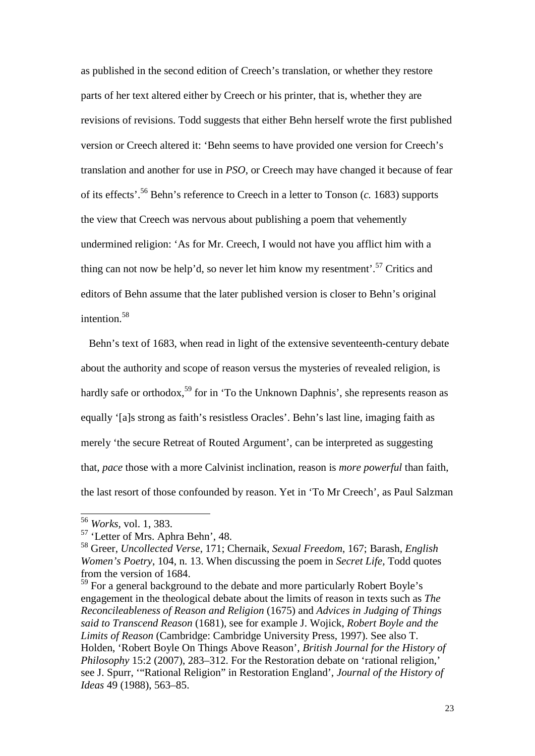as published in the second edition of Creech's translation, or whether they restore parts of her text altered either by Creech or his printer, that is, whether they are revisions of revisions. Todd suggests that either Behn herself wrote the first published version or Creech altered it: 'Behn seems to have provided one version for Creech's translation and another for use in *PSO*, or Creech may have changed it because of fear of its effects'.[56] Behn's reference to Creech in a letter to Tonson (*c.* 1683) supports the view that Creech was nervous about publishing a poem that vehemently undermined religion: 'As for Mr. Creech, I would not have you afflict him with a thing can not now be help'd, so never let him know my resentment'.[57] Critics and editors of Behn assume that the later published version is closer to Behn's original intention.[58]

Behn's text of 1683, when read in light of the extensive seventeenth-century debate about the authority and scope of reason versus the mysteries of revealed religion, is hardly safe or orthodox,[59] for in 'To the Unknown Daphnis', she represents reason as equally '[a]s strong as faith's resistless Oracles'. Behn's last line, imaging faith as merely 'the secure Retreat of Routed Argument', can be interpreted as suggesting that, *pace* those with a more Calvinist inclination, reason is *more powerful* than faith, the last resort of those confounded by reason. Yet in 'To Mr Creech', as Paul Salzman

---

[56] *Works*, vol. 1, 383.

[57] 'Letter of Mrs. Aphra Behn', 48.

[58] Greer, *Uncollected Verse*, 171; Chernaik, *Sexual Freedom*, 167; Barash, *English Women's Poetry*, 104, n. 13. When discussing the poem in *Secret Life,* Todd quotes from the version of 1684.

[59] For a general background to the debate and more particularly Robert Boyle's engagement in the theological debate about the limits of reason in texts such as *The Reconcileableness of Reason and Religion* (1675) and *Advices in Judging of Things said to Transcend Reason* (1681), see for example J. Wojick, *Robert Boyle and the Limits of Reason* (Cambridge: Cambridge University Press, 1997). See also T. Holden, 'Robert Boyle On Things Above Reason', *British Journal for the History of Philosophy* 15:2 (2007), 283–312. For the Restoration debate on 'rational religion,' see J. Spurr, '"Rational Religion" in Restoration England', *Journal of the History of Ideas* 49 (1988), 563–85.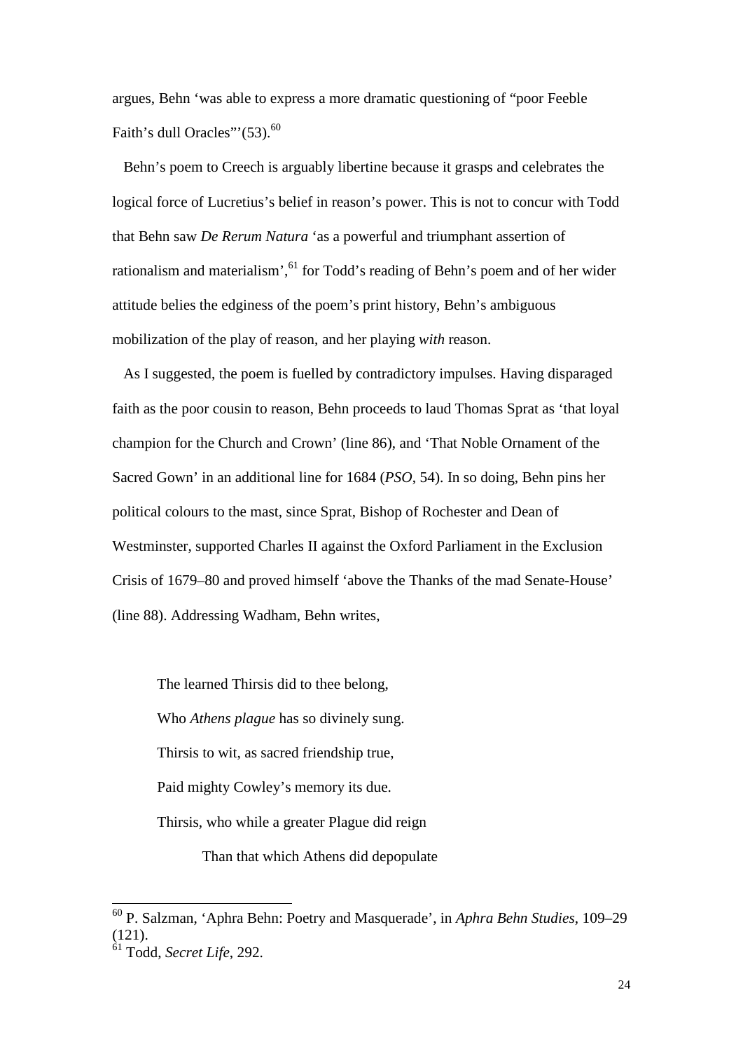argues, Behn 'was able to express a more dramatic questioning of "poor Feeble Faith's dull Oracles"'(53).[60]

Behn's poem to Creech is arguably libertine because it grasps and celebrates the logical force of Lucretius's belief in reason's power. This is not to concur with Todd that Behn saw *De Rerum Natura* 'as a powerful and triumphant assertion of rationalism and materialism',[61] for Todd's reading of Behn's poem and of her wider attitude belies the edginess of the poem's print history, Behn's ambiguous mobilization of the play of reason, and her playing *with* reason.

As I suggested, the poem is fuelled by contradictory impulses. Having disparaged faith as the poor cousin to reason, Behn proceeds to laud Thomas Sprat as 'that loyal champion for the Church and Crown' (line 86), and 'That Noble Ornament of the Sacred Gown' in an additional line for 1684 (*PSO*, 54). In so doing, Behn pins her political colours to the mast, since Sprat, Bishop of Rochester and Dean of Westminster, supported Charles II against the Oxford Parliament in the Exclusion Crisis of 1679–80 and proved himself 'above the Thanks of the mad Senate-House' (line 88). Addressing Wadham, Behn writes,

> The learned Thirsis did to thee belong,
> Who *Athens plague* has so divinely sung.
> Thirsis to wit, as sacred friendship true,
> Paid mighty Cowley's memory its due.
> Thirsis, who while a greater Plague did reign
> &nbsp;&nbsp;&nbsp;&nbsp;&nbsp;&nbsp;&nbsp;&nbsp;Than that which Athens did depopulate

---

[60] P. Salzman, 'Aphra Behn: Poetry and Masquerade', in *Aphra Behn Studies*, 109–29 (121).

[61] Todd, *Secret Life*, 292.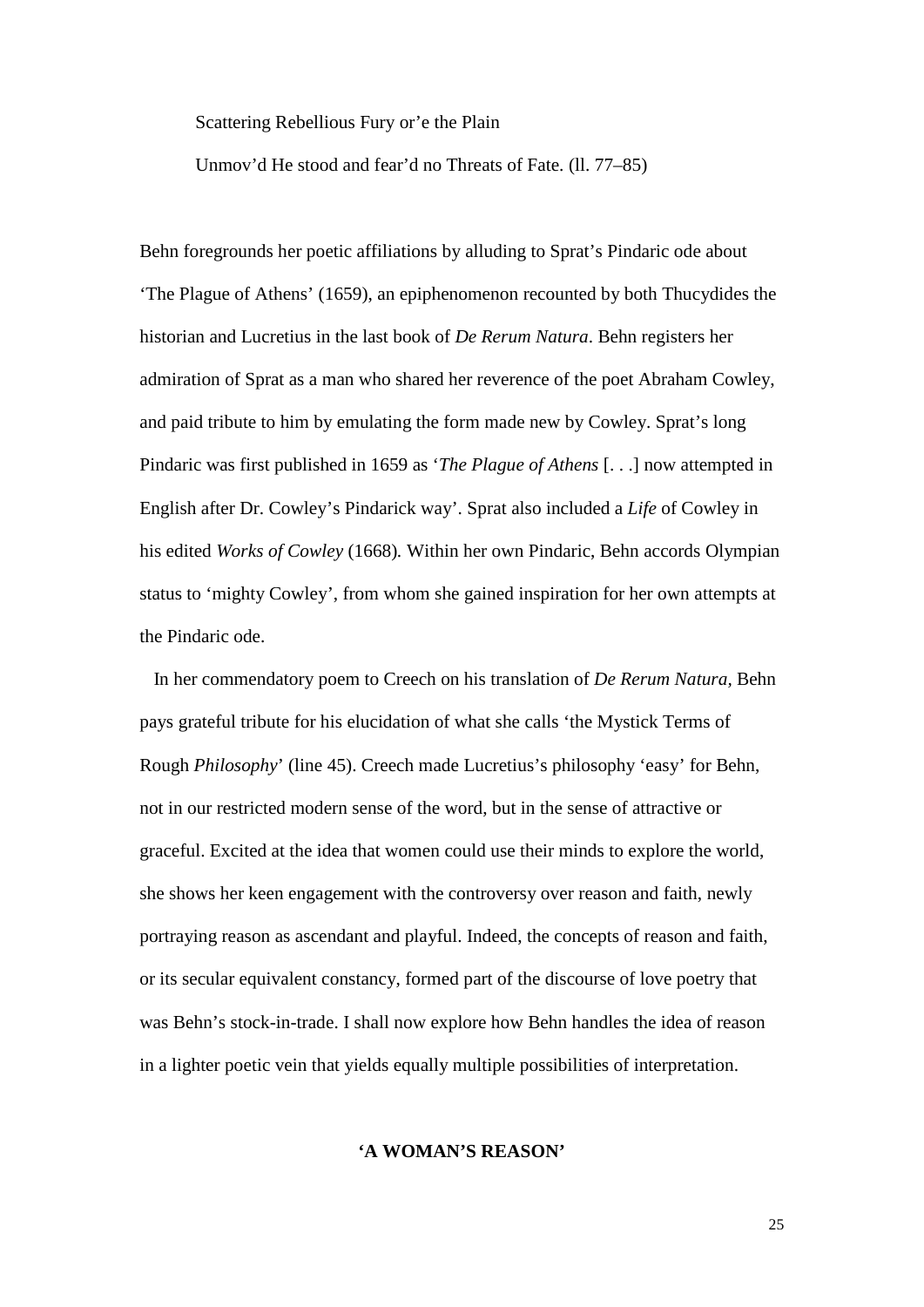Scattering Rebellious Fury or'e the Plain

Unmov'd He stood and fear'd no Threats of Fate. (ll. 77–85)

Behn foregrounds her poetic affiliations by alluding to Sprat's Pindaric ode about 'The Plague of Athens' (1659), an epiphenomenon recounted by both Thucydides the historian and Lucretius in the last book of *De Rerum Natura*. Behn registers her admiration of Sprat as a man who shared her reverence of the poet Abraham Cowley, and paid tribute to him by emulating the form made new by Cowley. Sprat's long Pindaric was first published in 1659 as '*The Plague of Athens* [. . .] now attempted in English after Dr. Cowley's Pindarick way'. Sprat also included a *Life* of Cowley in his edited *Works of Cowley* (1668). Within her own Pindaric, Behn accords Olympian status to 'mighty Cowley', from whom she gained inspiration for her own attempts at the Pindaric ode.

In her commendatory poem to Creech on his translation of *De Rerum Natura*, Behn pays grateful tribute for his elucidation of what she calls 'the Mystick Terms of Rough *Philosophy*' (line 45). Creech made Lucretius's philosophy 'easy' for Behn, not in our restricted modern sense of the word, but in the sense of attractive or graceful. Excited at the idea that women could use their minds to explore the world, she shows her keen engagement with the controversy over reason and faith, newly portraying reason as ascendant and playful. Indeed, the concepts of reason and faith, or its secular equivalent constancy, formed part of the discourse of love poetry that was Behn's stock-in-trade. I shall now explore how Behn handles the idea of reason in a lighter poetic vein that yields equally multiple possibilities of interpretation.

## 'A WOMAN'S REASON'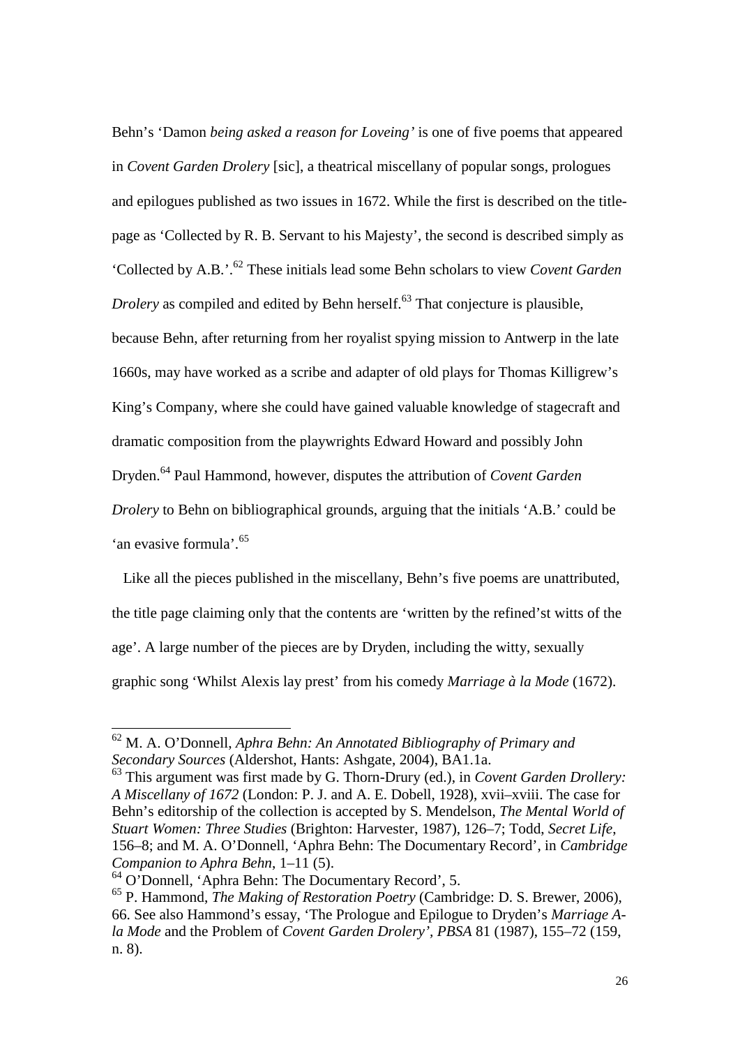Behn's 'Damon *being asked a reason for Loveing'* is one of five poems that appeared in *Covent Garden Drolery* [sic], a theatrical miscellany of popular songs, prologues and epilogues published as two issues in 1672. While the first is described on the title-page as 'Collected by R. B. Servant to his Majesty', the second is described simply as 'Collected by A.B.'.[62] These initials lead some Behn scholars to view *Covent Garden Drolery* as compiled and edited by Behn herself.[63] That conjecture is plausible, because Behn, after returning from her royalist spying mission to Antwerp in the late 1660s, may have worked as a scribe and adapter of old plays for Thomas Killigrew's King's Company, where she could have gained valuable knowledge of stagecraft and dramatic composition from the playwrights Edward Howard and possibly John Dryden.[64] Paul Hammond, however, disputes the attribution of *Covent Garden Drolery* to Behn on bibliographical grounds, arguing that the initials 'A.B.' could be 'an evasive formula'.[65]

Like all the pieces published in the miscellany, Behn's five poems are unattributed, the title page claiming only that the contents are 'written by the refined'st witts of the age'. A large number of the pieces are by Dryden, including the witty, sexually graphic song 'Whilst Alexis lay prest' from his comedy *Marriage à la Mode* (1672).

---

[62] M. A. O'Donnell, *Aphra Behn: An Annotated Bibliography of Primary and Secondary Sources* (Aldershot, Hants: Ashgate, 2004), BA1.1a.

[63] This argument was first made by G. Thorn-Drury (ed.), in *Covent Garden Drollery: A Miscellany of 1672* (London: P. J. and A. E. Dobell, 1928), xvii–xviii. The case for Behn's editorship of the collection is accepted by S. Mendelson, *The Mental World of Stuart Women: Three Studies* (Brighton: Harvester, 1987), 126–7; Todd, *Secret Life*, 156–8; and M. A. O'Donnell, 'Aphra Behn: The Documentary Record', in *Cambridge Companion to Aphra Behn*, 1–11 (5).

[64] O'Donnell, 'Aphra Behn: The Documentary Record', 5.

[65] P. Hammond, *The Making of Restoration Poetry* (Cambridge: D. S. Brewer, 2006), 66. See also Hammond's essay, 'The Prologue and Epilogue to Dryden's *Marriage A-la Mode* and the Problem of *Covent Garden Drolery'*, *PBSA* 81 (1987), 155–72 (159, n. 8).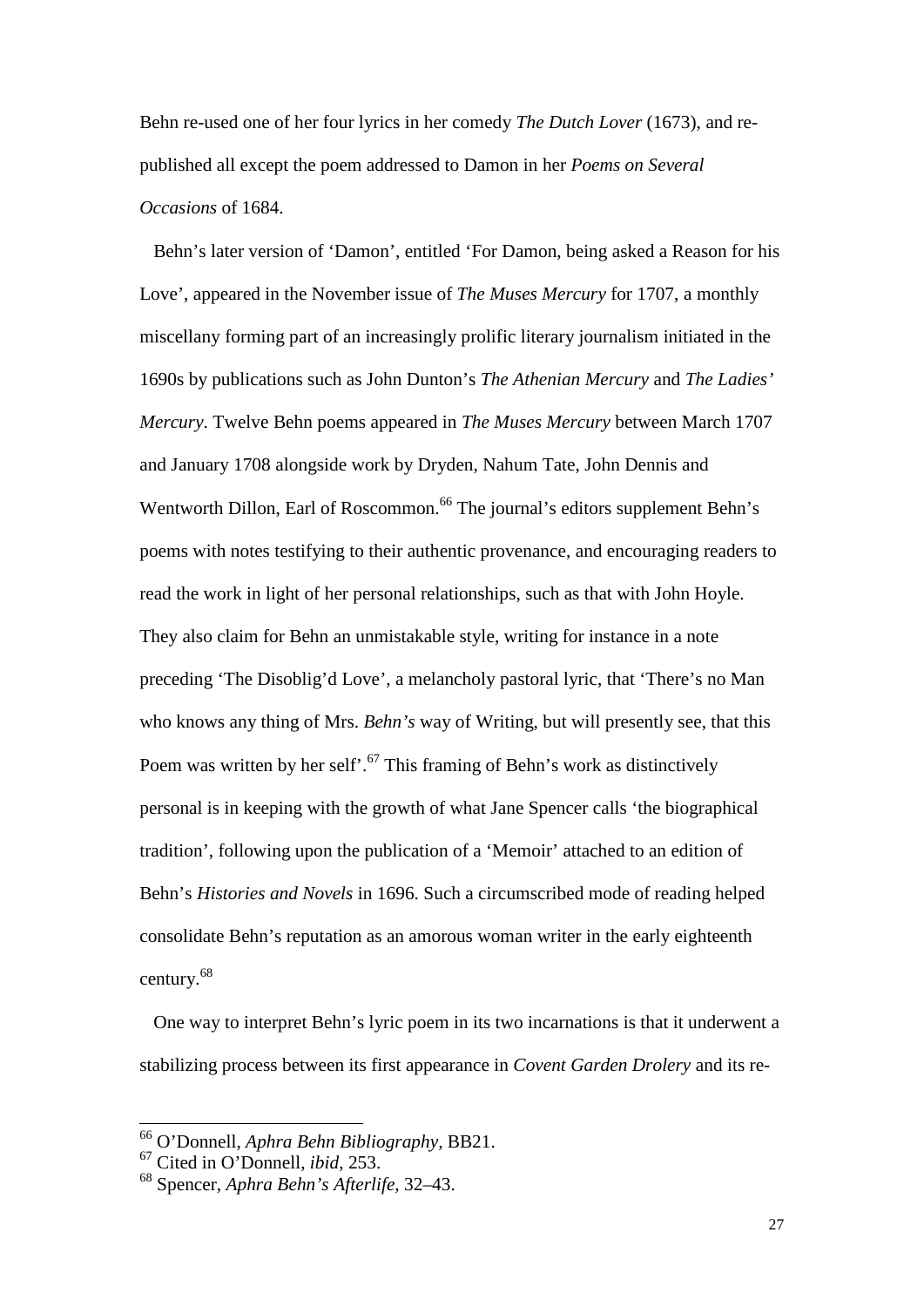Behn re-used one of her four lyrics in her comedy *The Dutch Lover* (1673), and re-published all except the poem addressed to Damon in her *Poems on Several Occasions* of 1684.

Behn's later version of 'Damon', entitled 'For Damon, being asked a Reason for his Love', appeared in the November issue of *The Muses Mercury* for 1707, a monthly miscellany forming part of an increasingly prolific literary journalism initiated in the 1690s by publications such as John Dunton's *The Athenian Mercury* and *The Ladies' Mercury*. Twelve Behn poems appeared in *The Muses Mercury* between March 1707 and January 1708 alongside work by Dryden, Nahum Tate, John Dennis and Wentworth Dillon, Earl of Roscommon.[66] The journal's editors supplement Behn's poems with notes testifying to their authentic provenance, and encouraging readers to read the work in light of her personal relationships, such as that with John Hoyle. They also claim for Behn an unmistakable style, writing for instance in a note preceding 'The Disoblig'd Love', a melancholy pastoral lyric, that 'There's no Man who knows any thing of Mrs. *Behn's* way of Writing, but will presently see, that this Poem was written by her self'.[67] This framing of Behn's work as distinctively personal is in keeping with the growth of what Jane Spencer calls 'the biographical tradition', following upon the publication of a 'Memoir' attached to an edition of Behn's *Histories and Novels* in 1696. Such a circumscribed mode of reading helped consolidate Behn's reputation as an amorous woman writer in the early eighteenth century.[68]

One way to interpret Behn's lyric poem in its two incarnations is that it underwent a stabilizing process between its first appearance in *Covent Garden Drolery* and its re-

---

[66] O'Donnell, *Aphra Behn Bibliography*, BB21.

[67] Cited in O'Donnell, *ibid*, 253.

[68] Spencer, *Aphra Behn's Afterlife*, 32–43.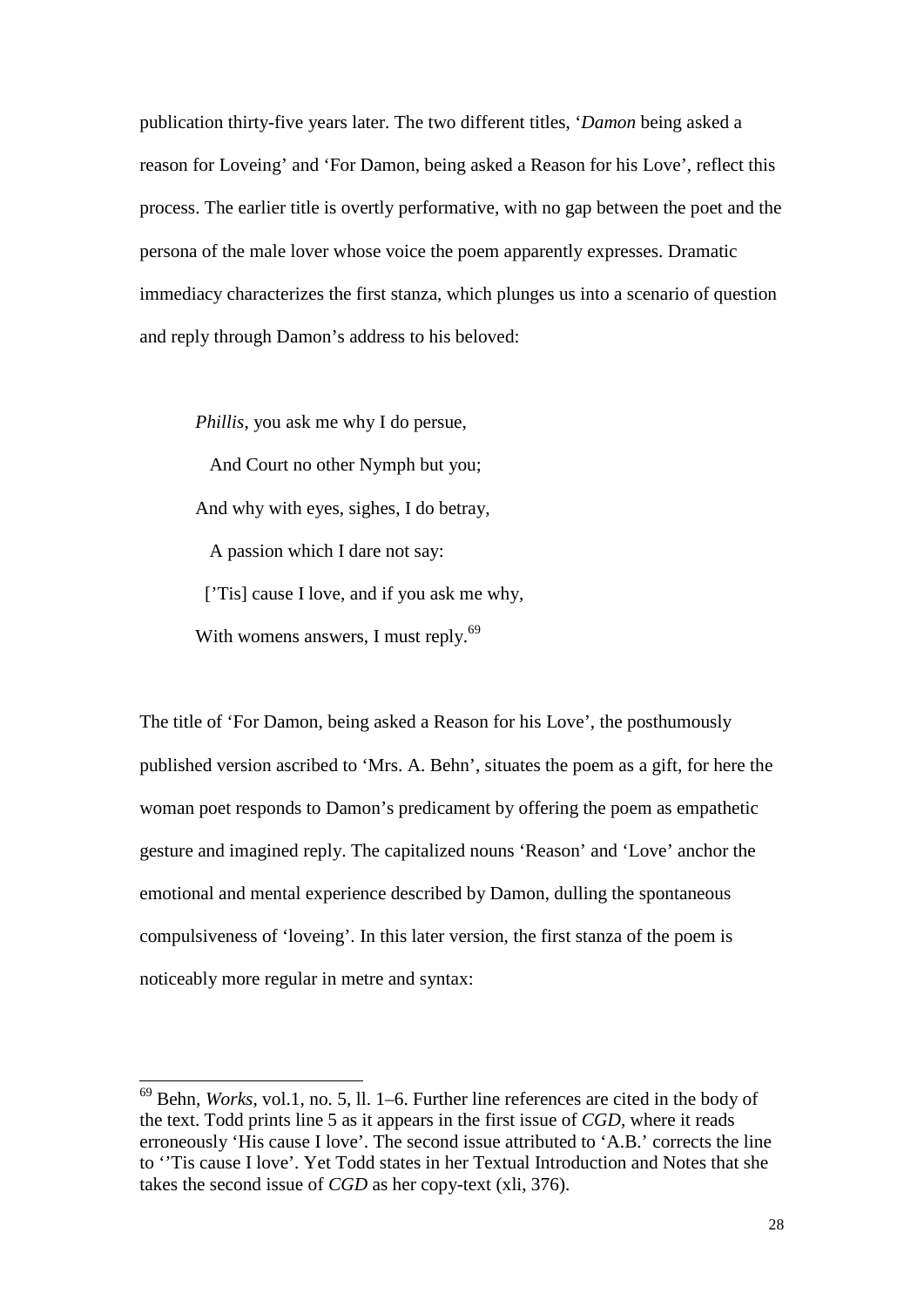publication thirty-five years later. The two different titles, '*Damon* being asked a reason for Loveing' and 'For Damon, being asked a Reason for his Love', reflect this process. The earlier title is overtly performative, with no gap between the poet and the persona of the male lover whose voice the poem apparently expresses. Dramatic immediacy characterizes the first stanza, which plunges us into a scenario of question and reply through Damon's address to his beloved:

> *Phillis*, you ask me why I do persue,
>   And Court no other Nymph but you;
> And why with eyes, sighes, I do betray,
>   A passion which I dare not say:
>  ['Tis] cause I love, and if you ask me why,
> With womens answers, I must reply.[69]

The title of 'For Damon, being asked a Reason for his Love', the posthumously published version ascribed to 'Mrs. A. Behn', situates the poem as a gift, for here the woman poet responds to Damon's predicament by offering the poem as empathetic gesture and imagined reply. The capitalized nouns 'Reason' and 'Love' anchor the emotional and mental experience described by Damon, dulling the spontaneous compulsiveness of 'loveing'. In this later version, the first stanza of the poem is noticeably more regular in metre and syntax:

[69] Behn, *Works*, vol.1, no. 5, ll. 1–6. Further line references are cited in the body of the text. Todd prints line 5 as it appears in the first issue of *CGD*, where it reads erroneously 'His cause I love'. The second issue attributed to 'A.B.' corrects the line to ''Tis cause I love'. Yet Todd states in her Textual Introduction and Notes that she takes the second issue of *CGD* as her copy-text (xli, 376).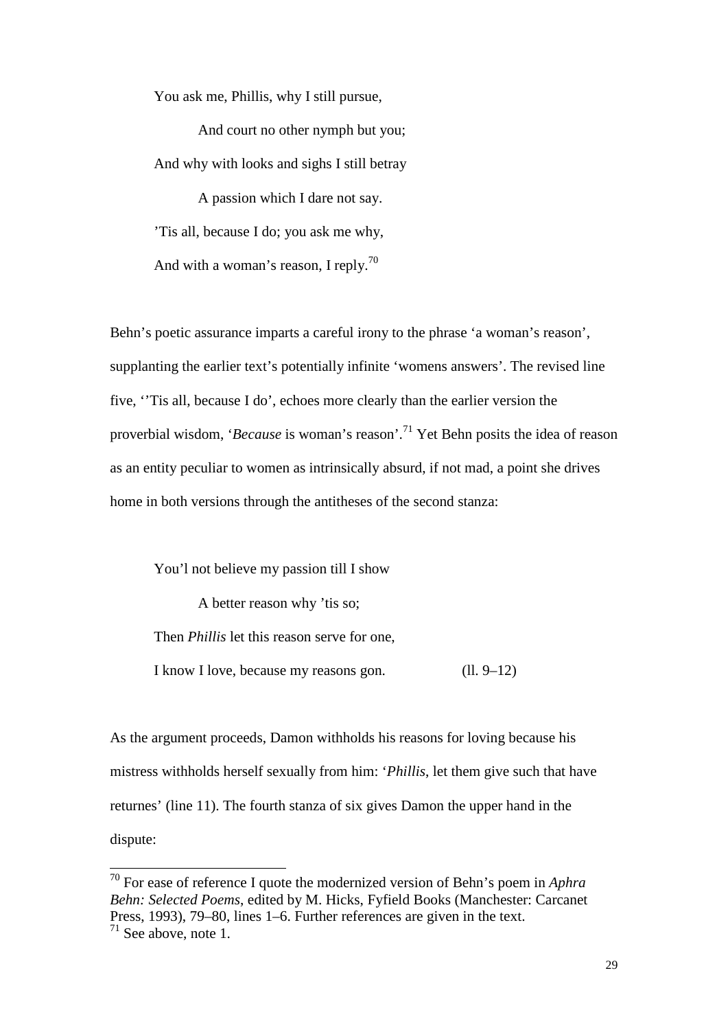> You ask me, Phillis, why I still pursue,
>
> And court no other nymph but you;
>
> And why with looks and sighs I still betray
>
> A passion which I dare not say.
>
> ’Tis all, because I do; you ask me why,
>
> And with a woman’s reason, I reply.[70]

Behn’s poetic assurance imparts a careful irony to the phrase ‘a woman’s reason’, supplanting the earlier text’s potentially infinite ‘womens answers’. The revised line five, ‘’Tis all, because I do’, echoes more clearly than the earlier version the proverbial wisdom, ‘*Because* is woman’s reason’.[71] Yet Behn posits the idea of reason as an entity peculiar to women as intrinsically absurd, if not mad, a point she drives home in both versions through the antitheses of the second stanza:

> You’l not believe my passion till I show
>
> A better reason why ’tis so;
>
> Then *Phillis* let this reason serve for one,
>
> I know I love, because my reasons gon. (ll. 9–12)

As the argument proceeds, Damon withholds his reasons for loving because his mistress withholds herself sexually from him: ‘*Phillis*, let them give such that have returnes’ (line 11). The fourth stanza of six gives Damon the upper hand in the dispute:

---

[70] For ease of reference I quote the modernized version of Behn’s poem in *Aphra Behn: Selected Poems*, edited by M. Hicks, Fyfield Books (Manchester: Carcanet Press, 1993), 79–80, lines 1–6. Further references are given in the text.

[71] See above, note 1.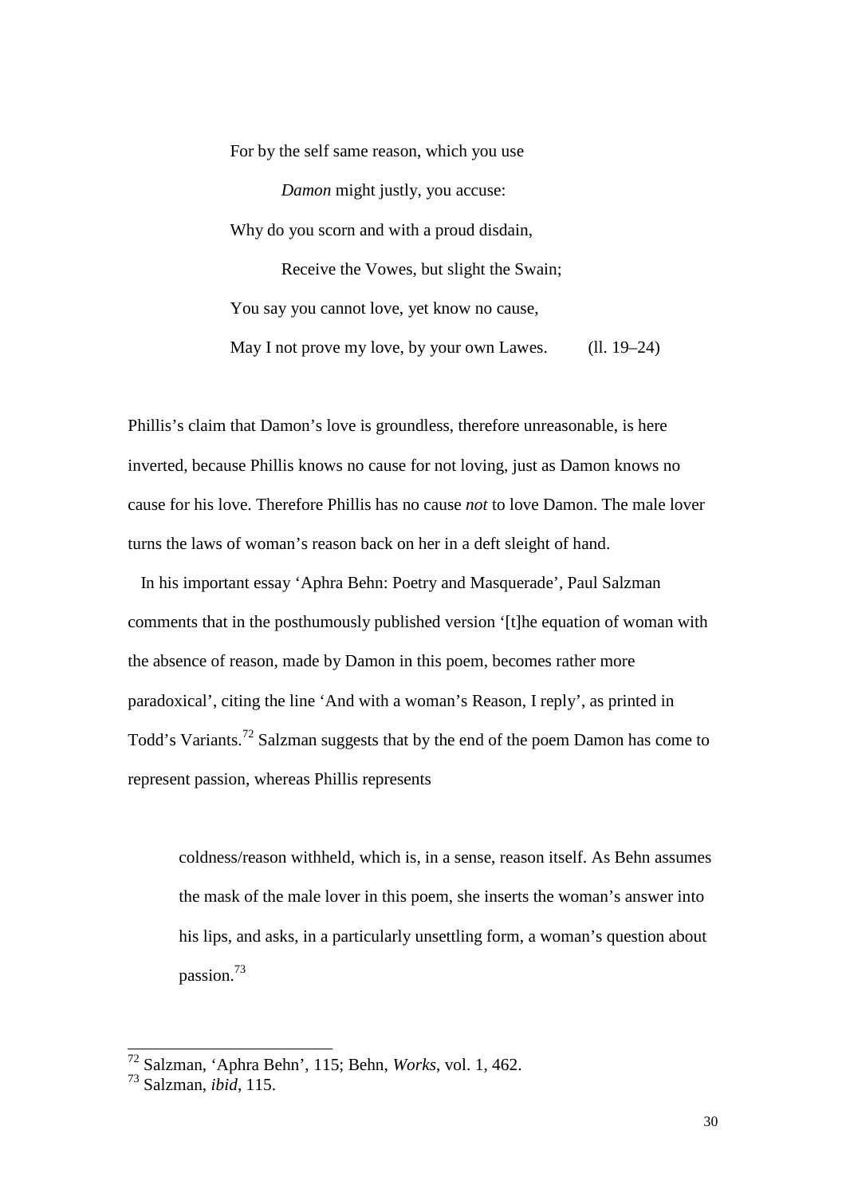> For by the self same reason, which you use
>
> *Damon* might justly, you accuse:
>
> Why do you scorn and with a proud disdain,
>
> Receive the Vowes, but slight the Swain;
>
> You say you cannot love, yet know no cause,
>
> May I not prove my love, by your own Lawes. (ll. 19–24)

Phillis's claim that Damon's love is groundless, therefore unreasonable, is here inverted, because Phillis knows no cause for not loving, just as Damon knows no cause for his love. Therefore Phillis has no cause *not* to love Damon. The male lover turns the laws of woman's reason back on her in a deft sleight of hand.

In his important essay 'Aphra Behn: Poetry and Masquerade', Paul Salzman comments that in the posthumously published version '[t]he equation of woman with the absence of reason, made by Damon in this poem, becomes rather more paradoxical', citing the line 'And with a woman's Reason, I reply', as printed in Todd's Variants.[72] Salzman suggests that by the end of the poem Damon has come to represent passion, whereas Phillis represents

> coldness/reason withheld, which is, in a sense, reason itself. As Behn assumes the mask of the male lover in this poem, she inserts the woman's answer into his lips, and asks, in a particularly unsettling form, a woman's question about passion.[73]

---

[72] Salzman, 'Aphra Behn', 115; Behn, *Works*, vol. 1, 462.

[73] Salzman, *ibid*, 115.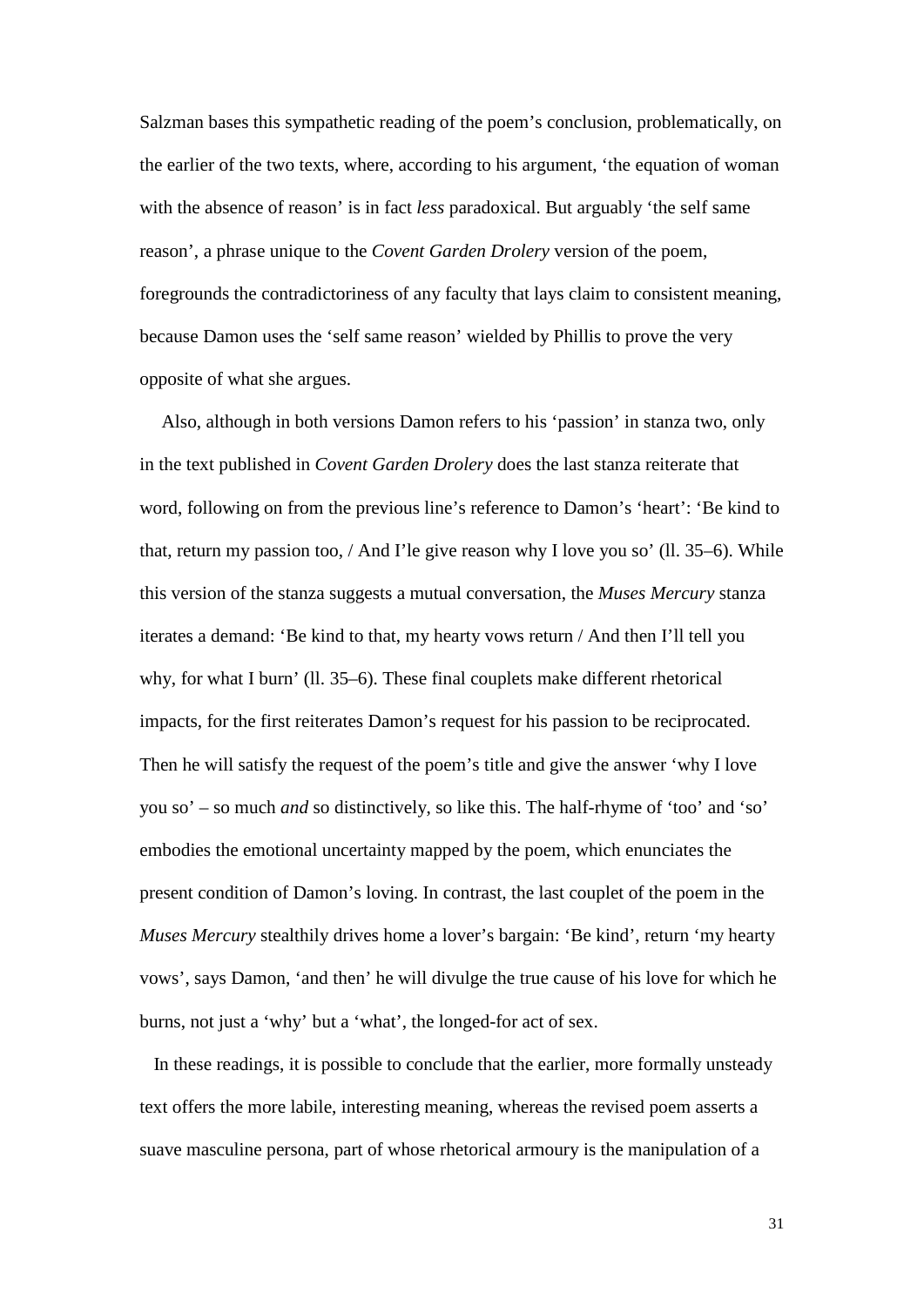Salzman bases this sympathetic reading of the poem's conclusion, problematically, on the earlier of the two texts, where, according to his argument, 'the equation of woman with the absence of reason' is in fact *less* paradoxical. But arguably 'the self same reason', a phrase unique to the *Covent Garden Drolery* version of the poem, foregrounds the contradictoriness of any faculty that lays claim to consistent meaning, because Damon uses the 'self same reason' wielded by Phillis to prove the very opposite of what she argues.

Also, although in both versions Damon refers to his 'passion' in stanza two, only in the text published in *Covent Garden Drolery* does the last stanza reiterate that word, following on from the previous line's reference to Damon's 'heart': 'Be kind to that, return my passion too, / And I'le give reason why I love you so' (ll. 35–6). While this version of the stanza suggests a mutual conversation, the *Muses Mercury* stanza iterates a demand: 'Be kind to that, my hearty vows return / And then I'll tell you why, for what I burn' (ll. 35–6). These final couplets make different rhetorical impacts, for the first reiterates Damon's request for his passion to be reciprocated. Then he will satisfy the request of the poem's title and give the answer 'why I love you so' – so much *and* so distinctively, so like this. The half-rhyme of 'too' and 'so' embodies the emotional uncertainty mapped by the poem, which enunciates the present condition of Damon's loving. In contrast, the last couplet of the poem in the *Muses Mercury* stealthily drives home a lover's bargain: 'Be kind', return 'my hearty vows', says Damon, 'and then' he will divulge the true cause of his love for which he burns, not just a 'why' but a 'what', the longed-for act of sex.

In these readings, it is possible to conclude that the earlier, more formally unsteady text offers the more labile, interesting meaning, whereas the revised poem asserts a suave masculine persona, part of whose rhetorical armoury is the manipulation of a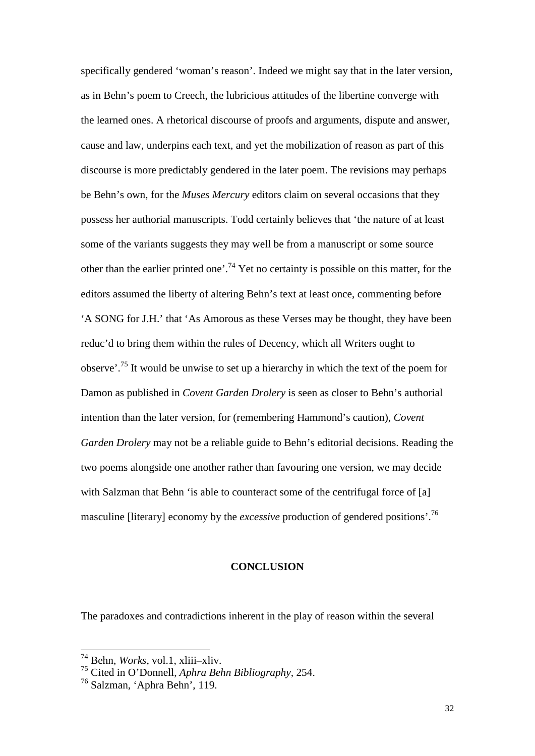specifically gendered 'woman's reason'. Indeed we might say that in the later version, as in Behn's poem to Creech, the lubricious attitudes of the libertine converge with the learned ones. A rhetorical discourse of proofs and arguments, dispute and answer, cause and law, underpins each text, and yet the mobilization of reason as part of this discourse is more predictably gendered in the later poem. The revisions may perhaps be Behn's own, for the *Muses Mercury* editors claim on several occasions that they possess her authorial manuscripts. Todd certainly believes that 'the nature of at least some of the variants suggests they may well be from a manuscript or some source other than the earlier printed one'.[74] Yet no certainty is possible on this matter, for the editors assumed the liberty of altering Behn's text at least once, commenting before 'A SONG for J.H.' that 'As Amorous as these Verses may be thought, they have been reduc'd to bring them within the rules of Decency, which all Writers ought to observe'.[75] It would be unwise to set up a hierarchy in which the text of the poem for Damon as published in *Covent Garden Drolery* is seen as closer to Behn's authorial intention than the later version, for (remembering Hammond's caution), *Covent Garden Drolery* may not be a reliable guide to Behn's editorial decisions. Reading the two poems alongside one another rather than favouring one version, we may decide with Salzman that Behn 'is able to counteract some of the centrifugal force of [a] masculine [literary] economy by the *excessive* production of gendered positions'.[76]

## CONCLUSION

The paradoxes and contradictions inherent in the play of reason within the several

---

[74] Behn, *Works*, vol.1, xliii–xliv.

[75] Cited in O'Donnell, *Aphra Behn Bibliography*, 254.

[76] Salzman, 'Aphra Behn', 119.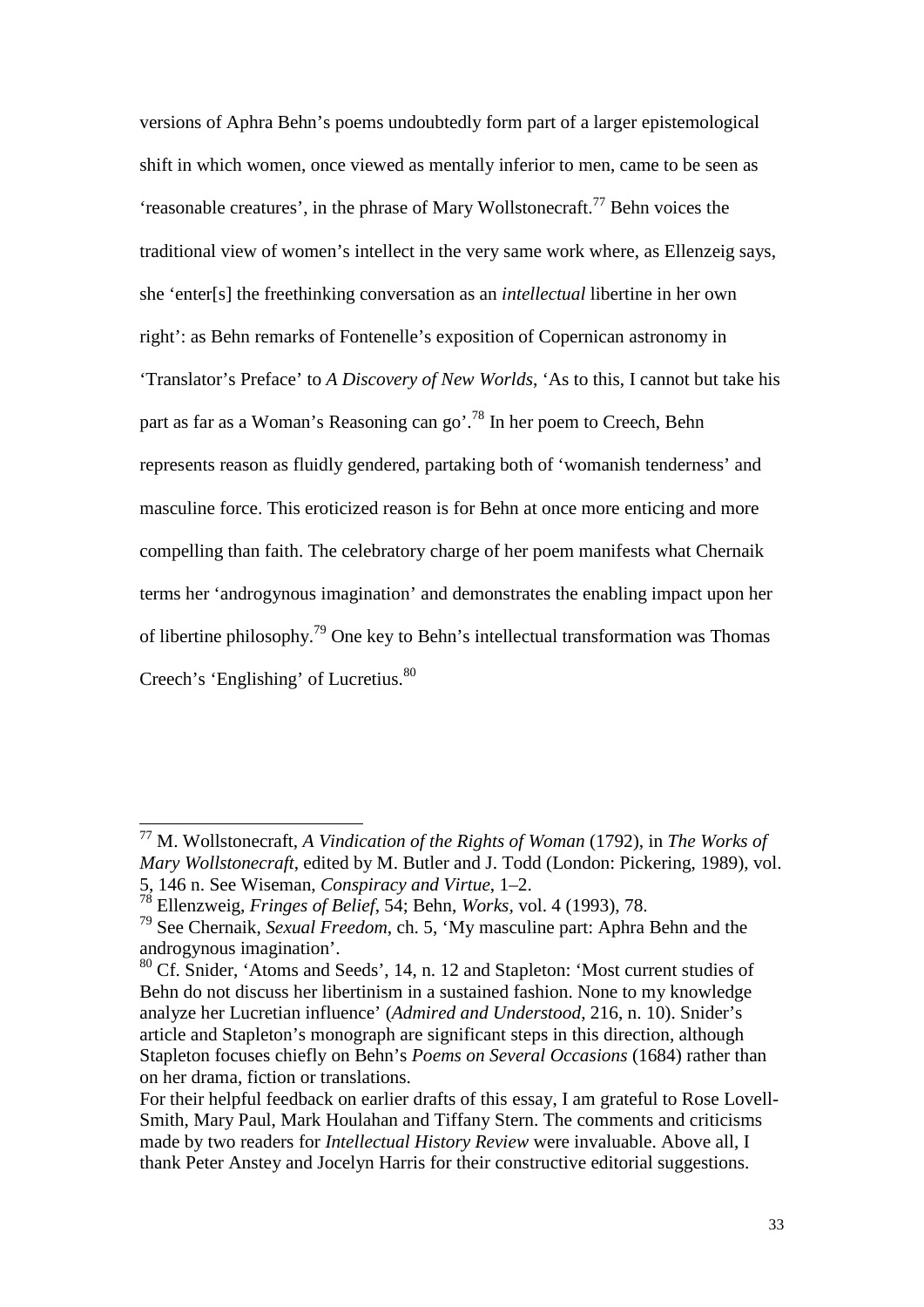versions of Aphra Behn's poems undoubtedly form part of a larger epistemological shift in which women, once viewed as mentally inferior to men, came to be seen as 'reasonable creatures', in the phrase of Mary Wollstonecraft.[77] Behn voices the traditional view of women's intellect in the very same work where, as Ellenzeig says, she 'enter[s] the freethinking conversation as an *intellectual* libertine in her own right': as Behn remarks of Fontenelle's exposition of Copernican astronomy in 'Translator's Preface' to *A Discovery of New Worlds*, 'As to this, I cannot but take his part as far as a Woman's Reasoning can go'.[78] In her poem to Creech, Behn represents reason as fluidly gendered, partaking both of 'womanish tenderness' and masculine force. This eroticized reason is for Behn at once more enticing and more compelling than faith. The celebratory charge of her poem manifests what Chernaik terms her 'androgynous imagination' and demonstrates the enabling impact upon her of libertine philosophy.[79] One key to Behn's intellectual transformation was Thomas Creech's 'Englishing' of Lucretius.[80]

---

[77] M. Wollstonecraft, *A Vindication of the Rights of Woman* (1792), in *The Works of Mary Wollstonecraft*, edited by M. Butler and J. Todd (London: Pickering, 1989), vol. 5, 146 n. See Wiseman, *Conspiracy and Virtue*, 1–2.

[78] Ellenzweig, *Fringes of Belief*, 54; Behn, *Works*, vol. 4 (1993), 78.

[79] See Chernaik, *Sexual Freedom*, ch. 5, 'My masculine part: Aphra Behn and the androgynous imagination'.

[80] Cf. Snider, 'Atoms and Seeds', 14, n. 12 and Stapleton: 'Most current studies of Behn do not discuss her libertinism in a sustained fashion. None to my knowledge analyze her Lucretian influence' (*Admired and Understood*, 216, n. 10). Snider's article and Stapleton's monograph are significant steps in this direction, although Stapleton focuses chiefly on Behn's *Poems on Several Occasions* (1684) rather than on her drama, fiction or translations.

For their helpful feedback on earlier drafts of this essay, I am grateful to Rose Lovell-Smith, Mary Paul, Mark Houlahan and Tiffany Stern. The comments and criticisms made by two readers for *Intellectual History Review* were invaluable. Above all, I thank Peter Anstey and Jocelyn Harris for their constructive editorial suggestions.